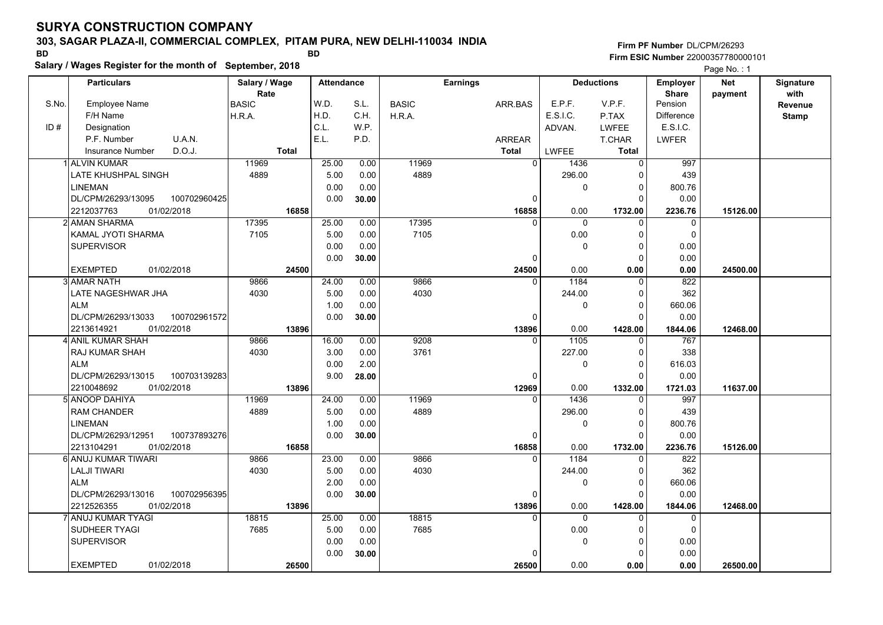# SURYA CONSTRUCTION COMPANY

**303, SAGAR PLAZA-II, COMMERCIAL COMPLEX, PITAM PURA, NEW DELHI-110034 INDIA**

BD BD

**Salary / Wages Register for the month of September, 2018**

**Firm PF Number** DL/CPM/26293
**Firm ESIC Number** 22000357780000101

Page No. : 1

| S.No. / ID # | Particulars: Employee Name / F/H Name / Designation / P.F. Number, U.A.N. / Insurance Number, D.O.J. | Salary / Wage Rate: BASIC / H.R.A. / Total | Attendance: W.D. / H.D. / C.L. / E.L. | Attendance: S.L. / C.H. / W.P. / P.D. | Earnings: BASIC / H.R.A. | Earnings: ARR.BAS / ARREAR / Total | Deductions: E.P.F. / E.S.I.C. / ADVAN. / LWFEE | Deductions: V.P.F. / P.TAX / LWFEE / T.CHAR / Total | Employer Share: Pension / Difference / E.S.I.C. / LWFER | Net payment | Signature with Revenue Stamp |
|---|---|---|---|---|---|---|---|---|---|---|---|
| 1 | ALVIN KUMAR<br>LATE KHUSHPAL SINGH<br>LINEMAN<br>DL/CPM/26293/13095 100702960425<br>2212037763 01/02/2018 | 11969<br>4889<br><br><br>16858 | 25.00<br>5.00<br>0.00<br>0.00 | 0.00<br>0.00<br>0.00<br>30.00 | 11969<br>4889 | 0<br><br>0<br>16858 | 1436<br>296.00<br>0<br><br>0.00 | 0<br>0<br>0<br>0<br>1732.00 | 997<br>439<br>800.76<br>0.00<br>2236.76 | 15126.00 | |
| 2 | AMAN SHARMA<br>KAMAL JYOTI SHARMA<br>SUPERVISOR<br><br>EXEMPTED 01/02/2018 | 17395<br>7105<br><br><br>24500 | 25.00<br>5.00<br>0.00<br>0.00 | 0.00<br>0.00<br>0.00<br>30.00 | 17395<br>7105 | 0<br><br>0<br>24500 | 0<br>0.00<br>0<br><br>0.00 | 0<br>0<br>0<br>0<br>0.00 | 0<br>0<br>0.00<br>0.00<br>0.00 | 24500.00 | |
| 3 | AMAR NATH<br>LATE NAGESHWAR JHA<br>ALM<br>DL/CPM/26293/13033 100702961572<br>2213614921 01/02/2018 | 9866<br>4030<br><br><br>13896 | 24.00<br>5.00<br>1.00<br>0.00 | 0.00<br>0.00<br>0.00<br>30.00 | 9866<br>4030 | 0<br><br>0<br>13896 | 1184<br>244.00<br>0<br><br>0.00 | 0<br>0<br>0<br>0<br>1428.00 | 822<br>362<br>660.06<br>0.00<br>1844.06 | 12468.00 | |
| 4 | ANIL KUMAR SHAH<br>RAJ KUMAR SHAH<br>ALM<br>DL/CPM/26293/13015 100703139283<br>2210048692 01/02/2018 | 9866<br>4030<br><br><br>13896 | 16.00<br>3.00<br>0.00<br>9.00 | 0.00<br>0.00<br>2.00<br>28.00 | 9208<br>3761 | 0<br><br>0<br>12969 | 1105<br>227.00<br>0<br><br>0.00 | 0<br>0<br>0<br>0<br>1332.00 | 767<br>338<br>616.03<br>0.00<br>1721.03 | 11637.00 | |
| 5 | ANOOP DAHIYA<br>RAM CHANDER<br>LINEMAN<br>DL/CPM/26293/12951 100737893276<br>2213104291 01/02/2018 | 11969<br>4889<br><br><br>16858 | 24.00<br>5.00<br>1.00<br>0.00 | 0.00<br>0.00<br>0.00<br>30.00 | 11969<br>4889 | 0<br><br>0<br>16858 | 1436<br>296.00<br>0<br><br>0.00 | 0<br>0<br>0<br>0<br>1732.00 | 997<br>439<br>800.76<br>0.00<br>2236.76 | 15126.00 | |
| 6 | ANUJ KUMAR TIWARI<br>LALJI TIWARI<br>ALM<br>DL/CPM/26293/13016 100702956395<br>2212526355 01/02/2018 | 9866<br>4030<br><br><br>13896 | 23.00<br>5.00<br>2.00<br>0.00 | 0.00<br>0.00<br>0.00<br>30.00 | 9866<br>4030 | 0<br><br>0<br>13896 | 1184<br>244.00<br>0<br><br>0.00 | 0<br>0<br>0<br>0<br>1428.00 | 822<br>362<br>660.06<br>0.00<br>1844.06 | 12468.00 | |
| 7 | ANUJ KUMAR TYAGI<br>SUDHEER TYAGI<br>SUPERVISOR<br><br>EXEMPTED 01/02/2018 | 18815<br>7685<br><br><br>26500 | 25.00<br>5.00<br>0.00<br>0.00 | 0.00<br>0.00<br>0.00<br>30.00 | 18815<br>7685 | 0<br><br>0<br>26500 | 0<br>0.00<br>0<br><br>0.00 | 0<br>0<br>0<br>0<br>0.00 | 0<br>0<br>0.00<br>0.00<br>0.00 | 26500.00 | |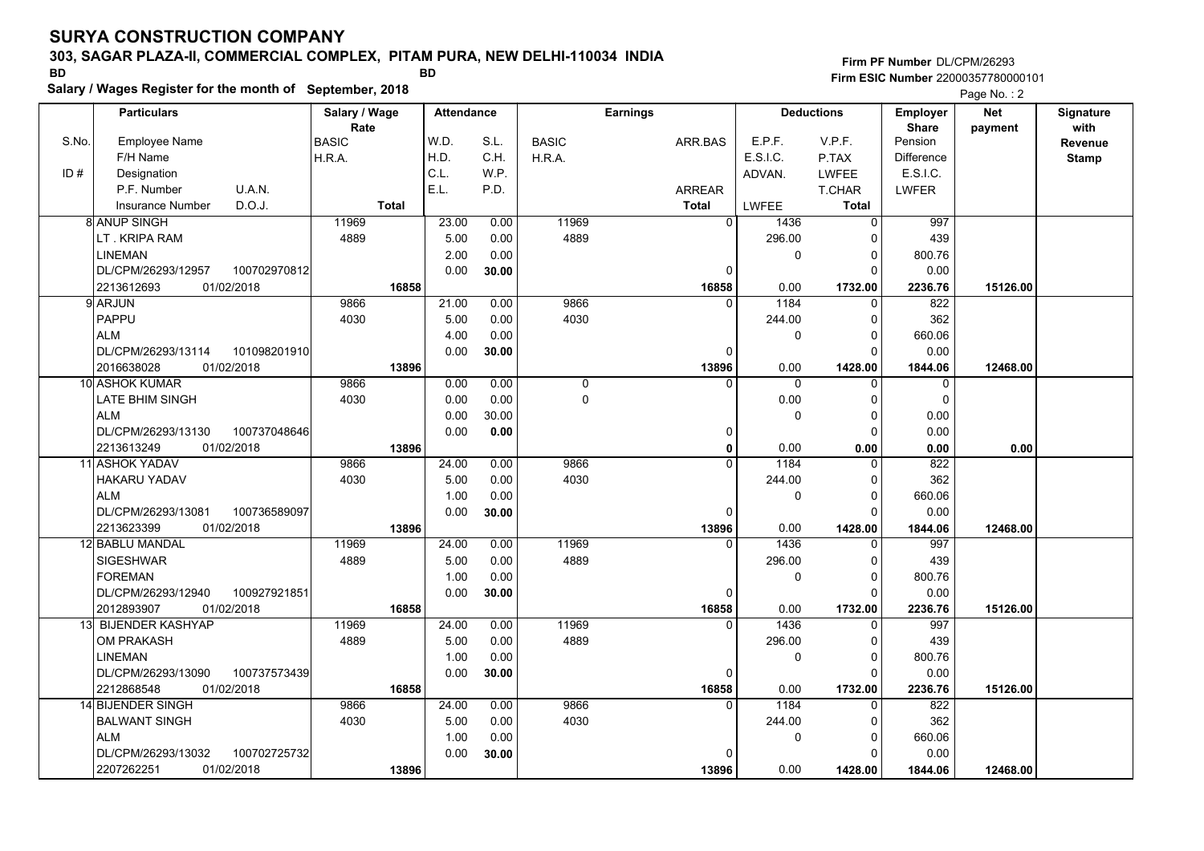# SURYA CONSTRUCTION COMPANY

**303, SAGAR PLAZA-II, COMMERCIAL COMPLEX, PITAM PURA, NEW DELHI-110034 INDIA**

BD BD

**Salary / Wages Register for the month of September, 2018**

Firm PF Number DL/CPM/26293
Firm ESIC Number 22000357780000101

| S.No. / ID # | Particulars (Employee Name / F/H Name / Designation / P.F. Number U.A.N. / Insurance Number D.O.J.) | Salary / Wage Rate (BASIC / H.R.A. / Total) | Attendance (W.D. S.L. / H.D. C.H. / C.L. W.P. / E.L. P.D.) | Earnings (BASIC ARR.BAS / H.R.A. / ARREAR / Total) | Deductions (E.P.F. V.P.F. / E.S.I.C. P.TAX / ADVAN. LWFEE / T.CHAR / LWFEE Total) | Employer Share (Pension / Difference / E.S.I.C. / LWFER) | Net payment | Signature with Revenue Stamp |
|---|---|---|---|---|---|---|---|---|
| 8 | ANUP SINGH | 11969 | 23.00 0.00 | 11969 0 | 1436 0 | 997 | | |
| | LT . KRIPA RAM | 4889 | 5.00 0.00 | 4889 | 296.00 0 | 439 | | |
| | LINEMAN | | 2.00 0.00 | | 0 0 | 800.76 | | |
| | DL/CPM/26293/12957 100702970812 | | 0.00 30.00 | 0 | 0 | 0.00 | | |
| | 2213612693 01/02/2018 | 16858 | | 16858 | 0.00 1732.00 | 2236.76 | 15126.00 | |
| 9 | ARJUN | 9866 | 21.00 0.00 | 9866 0 | 1184 0 | 822 | | |
| | PAPPU | 4030 | 5.00 0.00 | 4030 | 244.00 0 | 362 | | |
| | ALM | | 4.00 0.00 | | 0 0 | 660.06 | | |
| | DL/CPM/26293/13114 101098201910 | | 0.00 30.00 | 0 | 0 | 0.00 | | |
| | 2016638028 01/02/2018 | 13896 | | 13896 | 0.00 1428.00 | 1844.06 | 12468.00 | |
| 10 | ASHOK KUMAR | 9866 | 0.00 0.00 | 0 0 | 0 0 | 0 | | |
| | LATE BHIM SINGH | 4030 | 0.00 0.00 | 0 | 0.00 0 | 0 | | |
| | ALM | | 0.00 30.00 | | 0 0 | 0.00 | | |
| | DL/CPM/26293/13130 100737048646 | | 0.00 0.00 | 0 | 0 | 0.00 | | |
| | 2213613249 01/02/2018 | 13896 | | 0 | 0.00 0.00 | 0.00 | 0.00 | |
| 11 | ASHOK YADAV | 9866 | 24.00 0.00 | 9866 0 | 1184 0 | 822 | | |
| | HAKARU YADAV | 4030 | 5.00 0.00 | 4030 | 244.00 0 | 362 | | |
| | ALM | | 1.00 0.00 | | 0 0 | 660.06 | | |
| | DL/CPM/26293/13081 100736589097 | | 0.00 30.00 | 0 | 0 | 0.00 | | |
| | 2213623399 01/02/2018 | 13896 | | 13896 | 0.00 1428.00 | 1844.06 | 12468.00 | |
| 12 | BABLU MANDAL | 11969 | 24.00 0.00 | 11969 0 | 1436 0 | 997 | | |
| | SIGESHWAR | 4889 | 5.00 0.00 | 4889 | 296.00 0 | 439 | | |
| | FOREMAN | | 1.00 0.00 | | 0 0 | 800.76 | | |
| | DL/CPM/26293/12940 100927921851 | | 0.00 30.00 | 0 | 0 | 0.00 | | |
| | 2012893907 01/02/2018 | 16858 | | 16858 | 0.00 1732.00 | 2236.76 | 15126.00 | |
| 13 | BIJENDER KASHYAP | 11969 | 24.00 0.00 | 11969 0 | 1436 0 | 997 | | |
| | OM PRAKASH | 4889 | 5.00 0.00 | 4889 | 296.00 0 | 439 | | |
| | LINEMAN | | 1.00 0.00 | | 0 0 | 800.76 | | |
| | DL/CPM/26293/13090 100737573439 | | 0.00 30.00 | 0 | 0 | 0.00 | | |
| | 2212868548 01/02/2018 | 16858 | | 16858 | 0.00 1732.00 | 2236.76 | 15126.00 | |
| 14 | BIJENDER SINGH | 9866 | 24.00 0.00 | 9866 0 | 1184 0 | 822 | | |
| | BALWANT SINGH | 4030 | 5.00 0.00 | 4030 | 244.00 0 | 362 | | |
| | ALM | | 1.00 0.00 | | 0 0 | 660.06 | | |
| | DL/CPM/26293/13032 100702725732 | | 0.00 30.00 | 0 | 0 | 0.00 | | |
| | 2207262251 01/02/2018 | 13896 | | 13896 | 0.00 1428.00 | 1844.06 | 12468.00 | |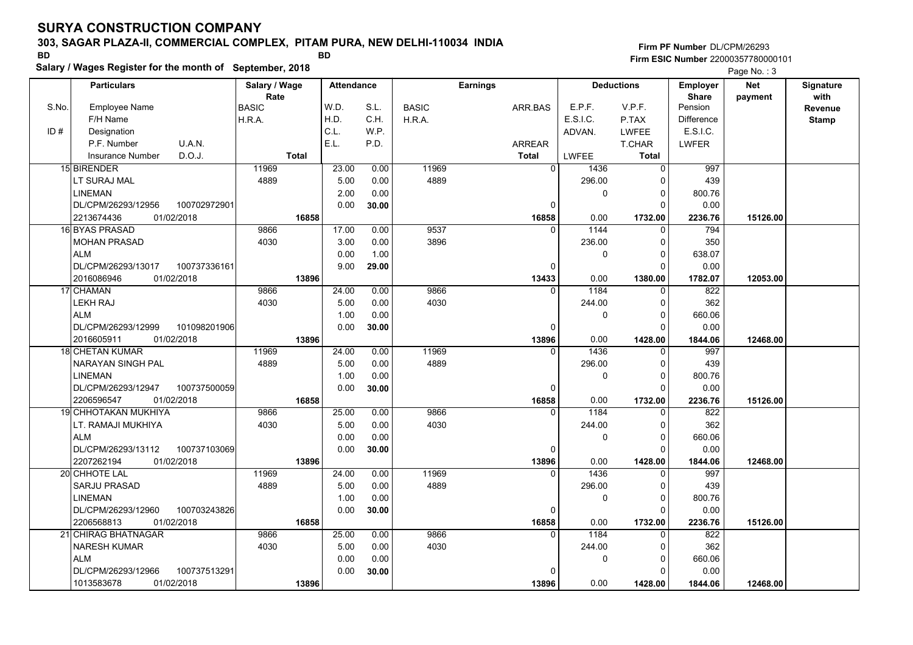# SURYA CONSTRUCTION COMPANY

**303, SAGAR PLAZA-II, COMMERCIAL COMPLEX, PITAM PURA, NEW DELHI-110034 INDIA**

BD BD

**Salary / Wages Register for the month of September, 2018**

**Firm PF Number** DL/CPM/26293
**Firm ESIC Number** 22000357780000101

| S.No. / ID # | Particulars: Employee Name / F/H Name / Designation / P.F. Number, U.A.N. / Insurance Number, D.O.J. | Salary / Wage Rate: BASIC / H.R.A. / Total | Attendance: W.D. / H.D. / C.L. / E.L. | Attendance: S.L. / C.H. / W.P. / P.D. | Earnings: BASIC / H.R.A. | Earnings: ARR.BAS / ARREAR / Total | Deductions: E.P.F. / E.S.I.C. / ADVAN. / LWFEE | Deductions: V.P.F. / P.TAX / LWFEE / T.CHAR / Total | Employer Share: Pension / Difference / E.S.I.C. / LWFER | Net payment | Signature with Revenue Stamp |
|---|---|---|---|---|---|---|---|---|---|---|---|
| 15 | BIRENDER / LT SURAJ MAL / LINEMAN / DL/CPM/26293/12956, 100702972901 / 2213674436, 01/02/2018 | 11969 / 4889 / 16858 | 23.00 / 5.00 / 2.00 / 0.00 | 0.00 / 0.00 / 0.00 / 30.00 | 11969 / 4889 | 0 / 0 / 16858 | 1436 / 296.00 / 0 / 0.00 | 0 / 0 / 0 / 0 / 1732.00 | 997 / 439 / 800.76 / 0.00 / 2236.76 | 15126.00 | |
| 16 | BYAS PRASAD / MOHAN PRASAD / ALM / DL/CPM/26293/13017, 100737336161 / 2016086946, 01/02/2018 | 9866 / 4030 / 13896 | 17.00 / 3.00 / 0.00 / 9.00 | 0.00 / 0.00 / 1.00 / 29.00 | 9537 / 3896 | 0 / 0 / 13433 | 1144 / 236.00 / 0 / 0.00 | 0 / 0 / 0 / 0 / 1380.00 | 794 / 350 / 638.07 / 0.00 / 1782.07 | 12053.00 | |
| 17 | CHAMAN / LEKH RAJ / ALM / DL/CPM/26293/12999, 101098201906 / 2016605911, 01/02/2018 | 9866 / 4030 / 13896 | 24.00 / 5.00 / 1.00 / 0.00 | 0.00 / 0.00 / 0.00 / 30.00 | 9866 / 4030 | 0 / 0 / 13896 | 1184 / 244.00 / 0 / 0.00 | 0 / 0 / 0 / 0 / 1428.00 | 822 / 362 / 660.06 / 0.00 / 1844.06 | 12468.00 | |
| 18 | CHETAN KUMAR / NARAYAN SINGH PAL / LINEMAN / DL/CPM/26293/12947, 100737500059 / 2206596547, 01/02/2018 | 11969 / 4889 / 16858 | 24.00 / 5.00 / 1.00 / 0.00 | 0.00 / 0.00 / 0.00 / 30.00 | 11969 / 4889 | 0 / 0 / 16858 | 1436 / 296.00 / 0 / 0.00 | 0 / 0 / 0 / 0 / 1732.00 | 997 / 439 / 800.76 / 0.00 / 2236.76 | 15126.00 | |
| 19 | CHHOTAKAN MUKHIYA / LT. RAMAJI MUKHIYA / ALM / DL/CPM/26293/13112, 100737103069 / 2207262194, 01/02/2018 | 9866 / 4030 / 13896 | 25.00 / 5.00 / 0.00 / 0.00 | 0.00 / 0.00 / 0.00 / 30.00 | 9866 / 4030 | 0 / 0 / 13896 | 1184 / 244.00 / 0 / 0.00 | 0 / 0 / 0 / 0 / 1428.00 | 822 / 362 / 660.06 / 0.00 / 1844.06 | 12468.00 | |
| 20 | CHHOTE LAL / SARJU PRASAD / LINEMAN / DL/CPM/26293/12960, 100703243826 / 2206568813, 01/02/2018 | 11969 / 4889 / 16858 | 24.00 / 5.00 / 1.00 / 0.00 | 0.00 / 0.00 / 0.00 / 30.00 | 11969 / 4889 | 0 / 0 / 16858 | 1436 / 296.00 / 0 / 0.00 | 0 / 0 / 0 / 0 / 1732.00 | 997 / 439 / 800.76 / 0.00 / 2236.76 | 15126.00 | |
| 21 | CHIRAG BHATNAGAR / NARESH KUMAR / ALM / DL/CPM/26293/12966, 100737513291 / 1013583678, 01/02/2018 | 9866 / 4030 / 13896 | 25.00 / 5.00 / 0.00 / 0.00 | 0.00 / 0.00 / 0.00 / 30.00 | 9866 / 4030 | 0 / 0 / 13896 | 1184 / 244.00 / 0 / 0.00 | 0 / 0 / 0 / 0 / 1428.00 | 822 / 362 / 660.06 / 0.00 / 1844.06 | 12468.00 | |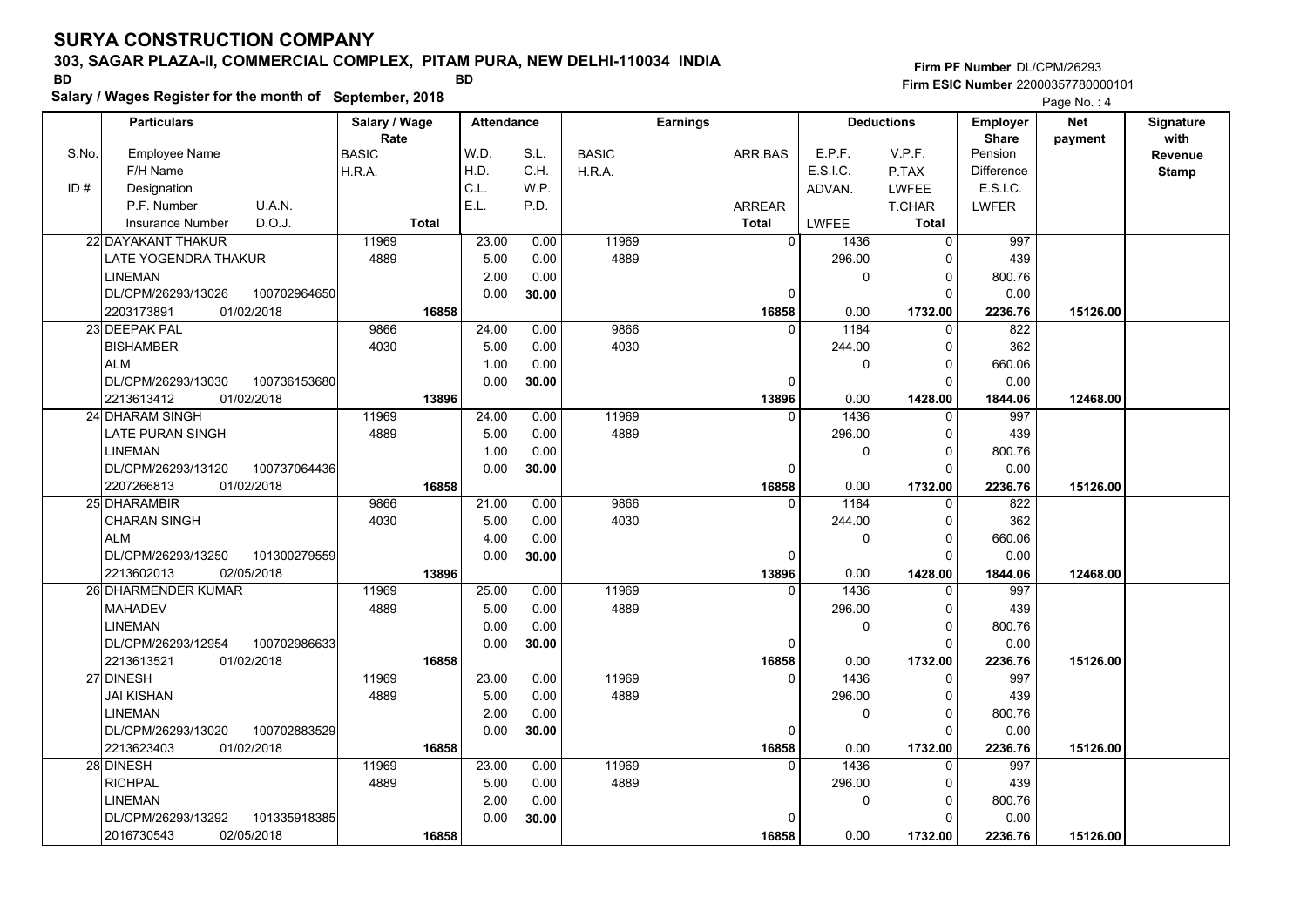# SURYA CONSTRUCTION COMPANY

**303, SAGAR PLAZA-II, COMMERCIAL COMPLEX, PITAM PURA, NEW DELHI-110034 INDIA**

BD BD

**Salary / Wages Register for the month of September, 2018**

Firm PF Number DL/CPM/26293
Firm ESIC Number 22000357780000101

| S.No. / ID # | Particulars: Employee Name / F/H Name / Designation / P.F. Number, U.A.N. / Insurance Number, D.O.J. | Salary / Wage Rate: BASIC / H.R.A. / Total | Attendance: W.D. / H.D. / C.L. / E.L. | Attendance: S.L. / C.H. / W.P. / P.D. | Earnings: BASIC / H.R.A. | Earnings: ARR.BAS / ARREAR / Total | Deductions: E.P.F. / E.S.I.C. / ADVAN. / LWFEE | Deductions: V.P.F. / P.TAX / LWFEE / T.CHAR / Total | Employer Share: Pension / Difference / E.S.I.C. / LWFER | Net payment | Signature with Revenue Stamp |
|---|---|---|---|---|---|---|---|---|---|---|---|
| 22 | DAYAKANT THAKUR<br>LATE YOGENDRA THAKUR<br>LINEMAN<br>DL/CPM/26293/13026 100702964650<br>2203173891 01/02/2018 | 11969<br>4889<br>16858 | 23.00<br>5.00<br>2.00<br>0.00 | 0.00<br>0.00<br>0.00<br>30.00 | 11969<br>4889 | 0<br>0<br>16858 | 1436<br>296.00<br>0<br>0.00 | 0<br>0<br>0<br>0<br>1732.00 | 997<br>439<br>800.76<br>0.00<br>2236.76 | 15126.00 | |
| 23 | DEEPAK PAL<br>BISHAMBER<br>ALM<br>DL/CPM/26293/13030 100736153680<br>2213613412 01/02/2018 | 9866<br>4030<br>13896 | 24.00<br>5.00<br>1.00<br>0.00 | 0.00<br>0.00<br>0.00<br>30.00 | 9866<br>4030 | 0<br>0<br>13896 | 1184<br>244.00<br>0<br>0.00 | 0<br>0<br>0<br>0<br>1428.00 | 822<br>362<br>660.06<br>0.00<br>1844.06 | 12468.00 | |
| 24 | DHARAM SINGH<br>LATE PURAN SINGH<br>LINEMAN<br>DL/CPM/26293/13120 100737064436<br>2207266813 01/02/2018 | 11969<br>4889<br>16858 | 24.00<br>5.00<br>1.00<br>0.00 | 0.00<br>0.00<br>0.00<br>30.00 | 11969<br>4889 | 0<br>0<br>16858 | 1436<br>296.00<br>0<br>0.00 | 0<br>0<br>0<br>0<br>1732.00 | 997<br>439<br>800.76<br>0.00<br>2236.76 | 15126.00 | |
| 25 | DHARAMBIR<br>CHARAN SINGH<br>ALM<br>DL/CPM/26293/13250 101300279559<br>2213602013 02/05/2018 | 9866<br>4030<br>13896 | 21.00<br>5.00<br>4.00<br>0.00 | 0.00<br>0.00<br>0.00<br>30.00 | 9866<br>4030 | 0<br>0<br>13896 | 1184<br>244.00<br>0<br>0.00 | 0<br>0<br>0<br>0<br>1428.00 | 822<br>362<br>660.06<br>0.00<br>1844.06 | 12468.00 | |
| 26 | DHARMENDER KUMAR<br>MAHADEV<br>LINEMAN<br>DL/CPM/26293/12954 100702986633<br>2213613521 01/02/2018 | 11969<br>4889<br>16858 | 25.00<br>5.00<br>0.00<br>0.00 | 0.00<br>0.00<br>0.00<br>30.00 | 11969<br>4889 | 0<br>0<br>16858 | 1436<br>296.00<br>0<br>0.00 | 0<br>0<br>0<br>0<br>1732.00 | 997<br>439<br>800.76<br>0.00<br>2236.76 | 15126.00 | |
| 27 | DINESH<br>JAI KISHAN<br>LINEMAN<br>DL/CPM/26293/13020 100702883529<br>2213623403 01/02/2018 | 11969<br>4889<br>16858 | 23.00<br>5.00<br>2.00<br>0.00 | 0.00<br>0.00<br>0.00<br>30.00 | 11969<br>4889 | 0<br>0<br>16858 | 1436<br>296.00<br>0<br>0.00 | 0<br>0<br>0<br>0<br>1732.00 | 997<br>439<br>800.76<br>0.00<br>2236.76 | 15126.00 | |
| 28 | DINESH<br>RICHPAL<br>LINEMAN<br>DL/CPM/26293/13292 101335918385<br>2016730543 02/05/2018 | 11969<br>4889<br>16858 | 23.00<br>5.00<br>2.00<br>0.00 | 0.00<br>0.00<br>0.00<br>30.00 | 11969<br>4889 | 0<br>0<br>16858 | 1436<br>296.00<br>0<br>0.00 | 0<br>0<br>0<br>0<br>1732.00 | 997<br>439<br>800.76<br>0.00<br>2236.76 | 15126.00 | |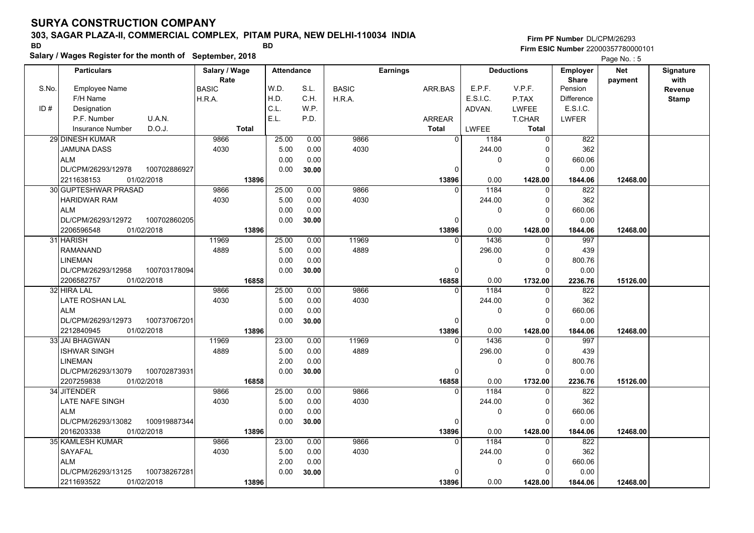# SURYA CONSTRUCTION COMPANY

## 303, SAGAR PLAZA-II, COMMERCIAL COMPLEX, PITAM PURA, NEW DELHI-110034 INDIA

BD　　BD

**Salary / Wages Register for the month of September, 2018**

Firm PF Number DL/CPM/26293
Firm ESIC Number 22000357780000101

| S.No. / ID # | Employee Name / F/H Name / Designation / P.F. Number / U.A.N. / Insurance Number / D.O.J. | Salary / Wage Rate: BASIC / H.R.A. / Total | Attendance: W.D. / H.D. / C.L. / E.L. | S.L. / C.H. / W.P. / P.D. | Earnings: BASIC / H.R.A. | ARR.BAS / ARREAR / Total | Deductions: E.P.F. / E.S.I.C. / ADVAN. / LWFEE | V.P.F. / P.TAX / LWFEE / T.CHAR / Total | Employer Share: Pension / Difference / E.S.I.C. / LWFER | Net payment | Signature with Revenue Stamp |
|---|---|---|---|---|---|---|---|---|---|---|---|
| 29 | DINESH KUMAR / JAMUNA DASS / ALM / DL/CPM/26293/12978 / 100702886927 / 2211638153 / 01/02/2018 | 9866 / 4030 / 13896 | 25.00 / 5.00 / 0.00 / 0.00 | 0.00 / 0.00 / 0.00 / 30.00 | 9866 / 4030 | 0 / 0 / 13896 | 1184 / 244.00 / 0 / 0.00 | 0 / 0 / 0 / 0 / 1428.00 | 822 / 362 / 660.06 / 0.00 / 1844.06 | 12468.00 | |
| 30 | GUPTESHWAR PRASAD / HARIDWAR RAM / ALM / DL/CPM/26293/12972 / 100702860205 / 2206596548 / 01/02/2018 | 9866 / 4030 / 13896 | 25.00 / 5.00 / 0.00 / 0.00 | 0.00 / 0.00 / 0.00 / 30.00 | 9866 / 4030 | 0 / 0 / 13896 | 1184 / 244.00 / 0 / 0.00 | 0 / 0 / 0 / 0 / 1428.00 | 822 / 362 / 660.06 / 0.00 / 1844.06 | 12468.00 | |
| 31 | HARISH / RAMANAND / LINEMAN / DL/CPM/26293/12958 / 100703178094 / 2206582757 / 01/02/2018 | 11969 / 4889 / 16858 | 25.00 / 5.00 / 0.00 / 0.00 | 0.00 / 0.00 / 0.00 / 30.00 | 11969 / 4889 | 0 / 0 / 16858 | 1436 / 296.00 / 0 / 0.00 | 0 / 0 / 0 / 0 / 1732.00 | 997 / 439 / 800.76 / 0.00 / 2236.76 | 15126.00 | |
| 32 | HIRA LAL / LATE ROSHAN LAL / ALM / DL/CPM/26293/12973 / 100737067201 / 2212840945 / 01/02/2018 | 9866 / 4030 / 13896 | 25.00 / 5.00 / 0.00 / 0.00 | 0.00 / 0.00 / 0.00 / 30.00 | 9866 / 4030 | 0 / 0 / 13896 | 1184 / 244.00 / 0 / 0.00 | 0 / 0 / 0 / 0 / 1428.00 | 822 / 362 / 660.06 / 0.00 / 1844.06 | 12468.00 | |
| 33 | JAI BHAGWAN / ISHWAR SINGH / LINEMAN / DL/CPM/26293/13079 / 100702873931 / 2207259838 / 01/02/2018 | 11969 / 4889 / 16858 | 23.00 / 5.00 / 2.00 / 0.00 | 0.00 / 0.00 / 0.00 / 30.00 | 11969 / 4889 | 0 / 0 / 16858 | 1436 / 296.00 / 0 / 0.00 | 0 / 0 / 0 / 0 / 1732.00 | 997 / 439 / 800.76 / 0.00 / 2236.76 | 15126.00 | |
| 34 | JITENDER / LATE NAFE SINGH / ALM / DL/CPM/26293/13082 / 100919887344 / 2016203338 / 01/02/2018 | 9866 / 4030 / 13896 | 25.00 / 5.00 / 0.00 / 0.00 | 0.00 / 0.00 / 0.00 / 30.00 | 9866 / 4030 | 0 / 0 / 13896 | 1184 / 244.00 / 0 / 0.00 | 0 / 0 / 0 / 0 / 1428.00 | 822 / 362 / 660.06 / 0.00 / 1844.06 | 12468.00 | |
| 35 | KAMLESH KUMAR / SAYAFAL / ALM / DL/CPM/26293/13125 / 100738267281 / 2211693522 / 01/02/2018 | 9866 / 4030 / 13896 | 23.00 / 5.00 / 2.00 / 0.00 | 0.00 / 0.00 / 0.00 / 30.00 | 9866 / 4030 | 0 / 0 / 13896 | 1184 / 244.00 / 0 / 0.00 | 0 / 0 / 0 / 0 / 1428.00 | 822 / 362 / 660.06 / 0.00 / 1844.06 | 12468.00 | |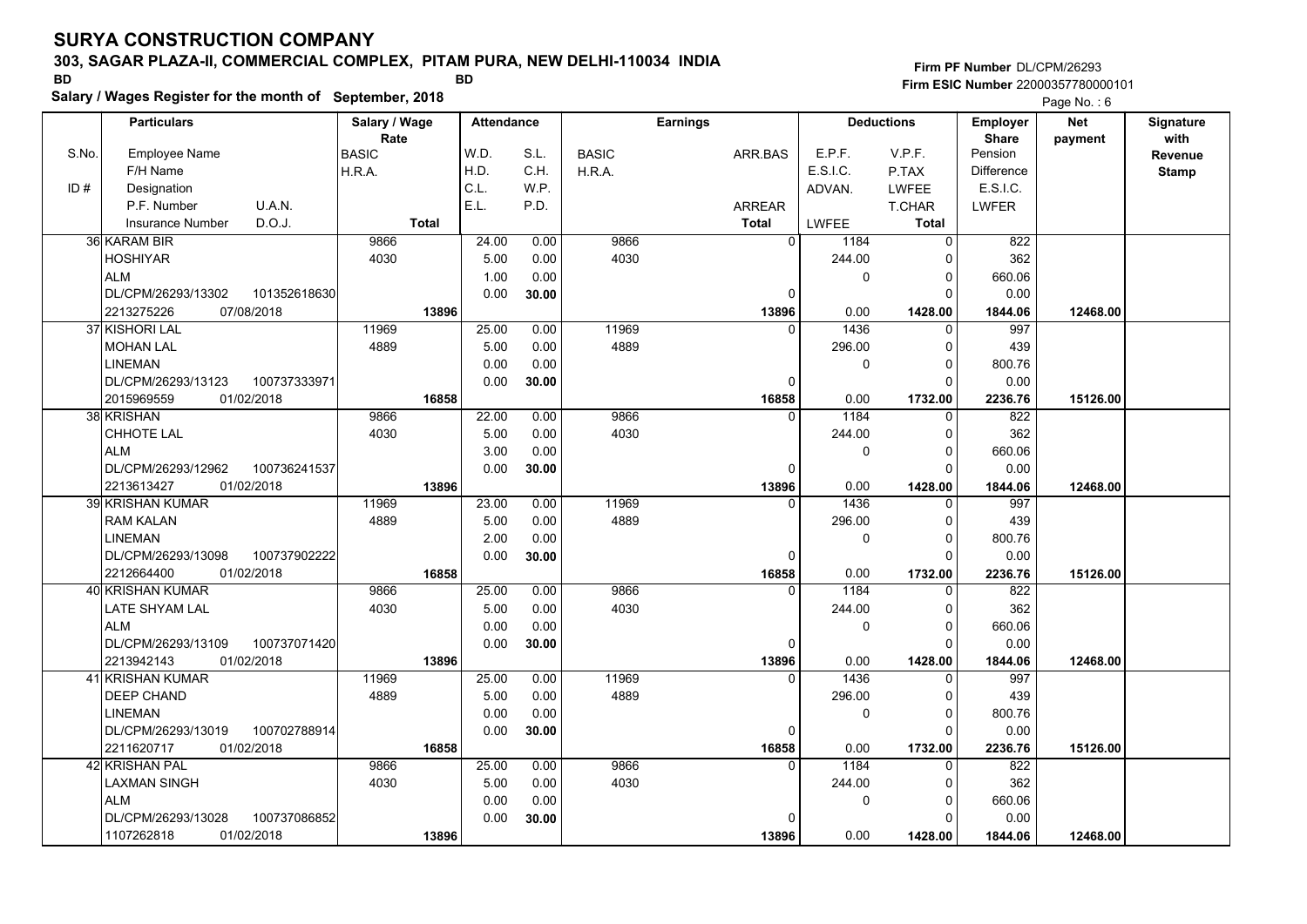# SURYA CONSTRUCTION COMPANY

**303, SAGAR PLAZA-II, COMMERCIAL COMPLEX, PITAM PURA, NEW DELHI-110034 INDIA**

BD BD

**Salary / Wages Register for the month of September, 2018**

**Firm PF Number** DL/CPM/26293
**Firm ESIC Number** 22000357780000101

| S.No. / ID # | Particulars: Employee Name / F/H Name / Designation / P.F. Number, U.A.N. / Insurance Number, D.O.J. | Salary / Wage Rate: BASIC / H.R.A. / Total | Attendance: W.D. / H.D. / C.L. / E.L. | Attendance: S.L. / C.H. / W.P. / P.D. | Earnings: BASIC / H.R.A. | Earnings: ARR.BAS / ARREAR / Total | Deductions: E.P.F. / E.S.I.C. / ADVAN. / LWFEE | Deductions: V.P.F. / P.TAX / LWFEE / T.CHAR / Total | Employer Share: Pension / Difference / E.S.I.C. / LWFER | Net payment | Signature with Revenue Stamp |
|---|---|---|---|---|---|---|---|---|---|---|---|
| 36 | KARAM BIR<br>HOSHIYAR<br>ALM<br>DL/CPM/26293/13302 101352618630<br>2213275226 07/08/2018 | 9866<br>4030<br>**13896** | 24.00<br>5.00<br>1.00<br>0.00 | 0.00<br>0.00<br>0.00<br>**30.00** | 9866<br>4030 | 0<br>0<br>**13896** | 1184<br>244.00<br>0<br>0.00 | 0<br>0<br>0<br>0<br>**1428.00** | 822<br>362<br>660.06<br>0.00<br>**1844.06** | **12468.00** | |
| 37 | KISHORI LAL<br>MOHAN LAL<br>LINEMAN<br>DL/CPM/26293/13123 100737333971<br>2015969559 01/02/2018 | 11969<br>4889<br>**16858** | 25.00<br>5.00<br>0.00<br>0.00 | 0.00<br>0.00<br>0.00<br>**30.00** | 11969<br>4889 | 0<br>0<br>**16858** | 1436<br>296.00<br>0<br>0.00 | 0<br>0<br>0<br>0<br>**1732.00** | 997<br>439<br>800.76<br>0.00<br>**2236.76** | **15126.00** | |
| 38 | KRISHAN<br>CHHOTE LAL<br>ALM<br>DL/CPM/26293/12962 100736241537<br>2213613427 01/02/2018 | 9866<br>4030<br>**13896** | 22.00<br>5.00<br>3.00<br>0.00 | 0.00<br>0.00<br>0.00<br>**30.00** | 9866<br>4030 | 0<br>0<br>**13896** | 1184<br>244.00<br>0<br>0.00 | 0<br>0<br>0<br>0<br>**1428.00** | 822<br>362<br>660.06<br>0.00<br>**1844.06** | **12468.00** | |
| 39 | KRISHAN KUMAR<br>RAM KALAN<br>LINEMAN<br>DL/CPM/26293/13098 100737902222<br>2212664400 01/02/2018 | 11969<br>4889<br>**16858** | 23.00<br>5.00<br>2.00<br>0.00 | 0.00<br>0.00<br>0.00<br>**30.00** | 11969<br>4889 | 0<br>0<br>**16858** | 1436<br>296.00<br>0<br>0.00 | 0<br>0<br>0<br>0<br>**1732.00** | 997<br>439<br>800.76<br>0.00<br>**2236.76** | **15126.00** | |
| 40 | KRISHAN KUMAR<br>LATE SHYAM LAL<br>ALM<br>DL/CPM/26293/13109 100737071420<br>2213942143 01/02/2018 | 9866<br>4030<br>**13896** | 25.00<br>5.00<br>0.00<br>0.00 | 0.00<br>0.00<br>0.00<br>**30.00** | 9866<br>4030 | 0<br>0<br>**13896** | 1184<br>244.00<br>0<br>0.00 | 0<br>0<br>0<br>0<br>**1428.00** | 822<br>362<br>660.06<br>0.00<br>**1844.06** | **12468.00** | |
| 41 | KRISHAN KUMAR<br>DEEP CHAND<br>LINEMAN<br>DL/CPM/26293/13019 100702788914<br>2211620717 01/02/2018 | 11969<br>4889<br>**16858** | 25.00<br>5.00<br>0.00<br>0.00 | 0.00<br>0.00<br>0.00<br>**30.00** | 11969<br>4889 | 0<br>0<br>**16858** | 1436<br>296.00<br>0<br>0.00 | 0<br>0<br>0<br>0<br>**1732.00** | 997<br>439<br>800.76<br>0.00<br>**2236.76** | **15126.00** | |
| 42 | KRISHAN PAL<br>LAXMAN SINGH<br>ALM<br>DL/CPM/26293/13028 100737086852<br>1107262818 01/02/2018 | 9866<br>4030<br>**13896** | 25.00<br>5.00<br>0.00<br>0.00 | 0.00<br>0.00<br>0.00<br>**30.00** | 9866<br>4030 | 0<br>0<br>**13896** | 1184<br>244.00<br>0<br>0.00 | 0<br>0<br>0<br>0<br>**1428.00** | 822<br>362<br>660.06<br>0.00<br>**1844.06** | **12468.00** | |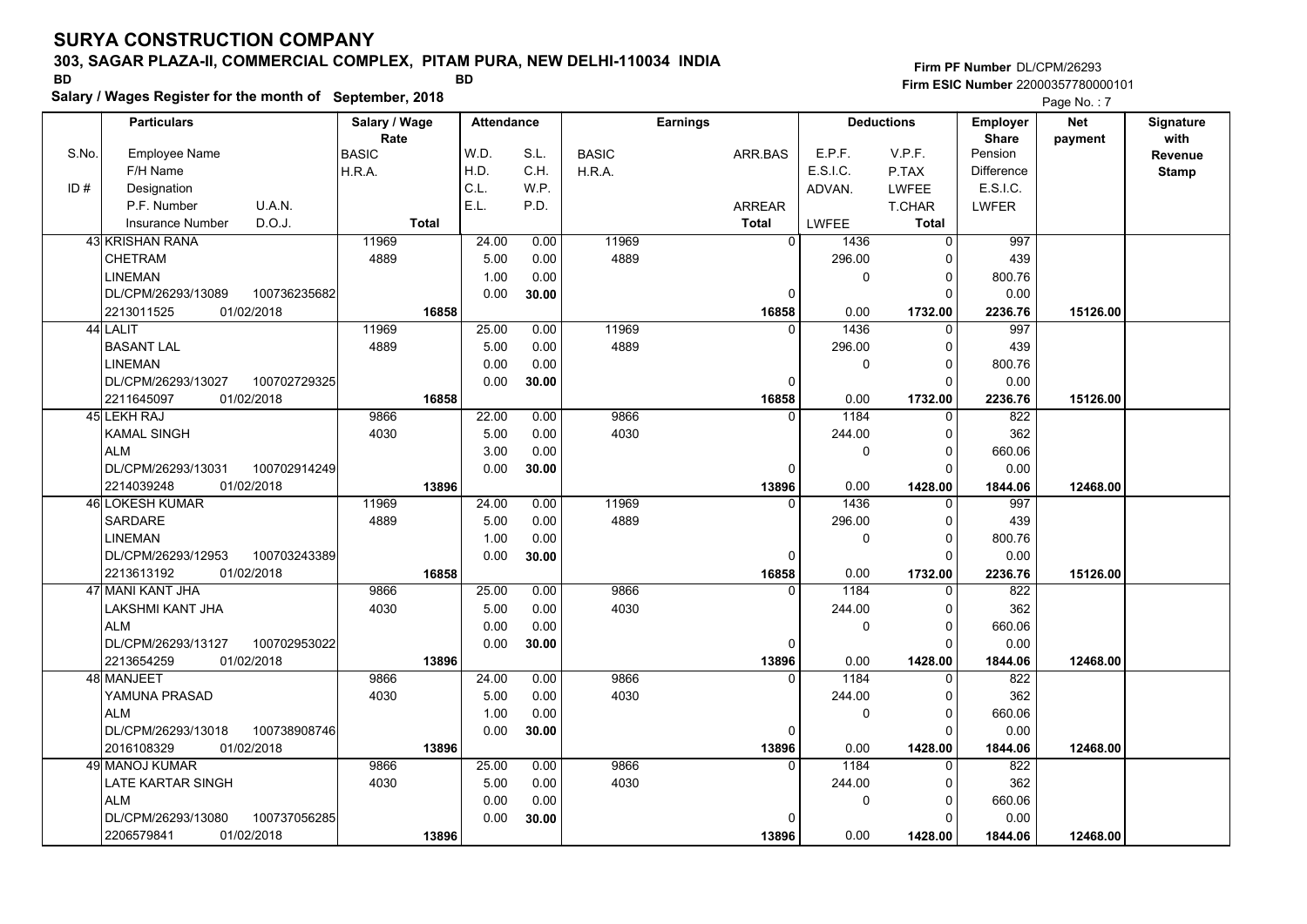# SURYA CONSTRUCTION COMPANY

## 303, SAGAR PLAZA-II, COMMERCIAL COMPLEX, PITAM PURA, NEW DELHI-110034 INDIA

BD BD

**Salary / Wages Register for the month of September, 2018**

Firm PF Number DL/CPM/26293
Firm ESIC Number 22000357780000101

| S.No. / ID # | Particulars: Employee Name / F/H Name / Designation / P.F. Number / U.A.N. / Insurance Number / D.O.J. | Salary / Wage Rate: BASIC / H.R.A. / Total | Attendance: W.D. / H.D. / C.L. / E.L. | Attendance: S.L. / C.H. / W.P. / P.D. | Earnings: BASIC / H.R.A. | Earnings: ARR.BAS / ARREAR / Total | Deductions: E.P.F. / E.S.I.C. / ADVAN. / LWFEE | Deductions: V.P.F. / P.TAX / LWFEE / T.CHAR / Total | Employer Share: Pension / Difference / E.S.I.C. / LWFER | Net payment | Signature with Revenue Stamp |
|---|---|---|---|---|---|---|---|---|---|---|---|
| 43 | KRISHAN RANA / CHETRAM / LINEMAN / DL/CPM/26293/13089 / 100736235682 / 2213011525 / 01/02/2018 | 11969 / 4889 / 16858 | 24.00 / 5.00 / 1.00 / 0.00 | 0.00 / 0.00 / 0.00 / 30.00 | 11969 / 4889 | 0 / 0 / 16858 | 1436 / 296.00 / 0 / 0.00 | 0 / 0 / 0 / 0 / 1732.00 | 997 / 439 / 800.76 / 0.00 / 2236.76 | 15126.00 | |
| 44 | LALIT / BASANT LAL / LINEMAN / DL/CPM/26293/13027 / 100702729325 / 2211645097 / 01/02/2018 | 11969 / 4889 / 16858 | 25.00 / 5.00 / 0.00 / 0.00 | 0.00 / 0.00 / 0.00 / 30.00 | 11969 / 4889 | 0 / 0 / 16858 | 1436 / 296.00 / 0 / 0.00 | 0 / 0 / 0 / 0 / 1732.00 | 997 / 439 / 800.76 / 0.00 / 2236.76 | 15126.00 | |
| 45 | LEKH RAJ / KAMAL SINGH / ALM / DL/CPM/26293/13031 / 100702914249 / 2214039248 / 01/02/2018 | 9866 / 4030 / 13896 | 22.00 / 5.00 / 3.00 / 0.00 | 0.00 / 0.00 / 0.00 / 30.00 | 9866 / 4030 | 0 / 0 / 13896 | 1184 / 244.00 / 0 / 0.00 | 0 / 0 / 0 / 0 / 1428.00 | 822 / 362 / 660.06 / 0.00 / 1844.06 | 12468.00 | |
| 46 | LOKESH KUMAR / SARDARE / LINEMAN / DL/CPM/26293/12953 / 100703243389 / 2213613192 / 01/02/2018 | 11969 / 4889 / 16858 | 24.00 / 5.00 / 1.00 / 0.00 | 0.00 / 0.00 / 0.00 / 30.00 | 11969 / 4889 | 0 / 0 / 16858 | 1436 / 296.00 / 0 / 0.00 | 0 / 0 / 0 / 0 / 1732.00 | 997 / 439 / 800.76 / 0.00 / 2236.76 | 15126.00 | |
| 47 | MANI KANT JHA / LAKSHMI KANT JHA / ALM / DL/CPM/26293/13127 / 100702953022 / 2213654259 / 01/02/2018 | 9866 / 4030 / 13896 | 25.00 / 5.00 / 0.00 / 0.00 | 0.00 / 0.00 / 0.00 / 30.00 | 9866 / 4030 | 0 / 0 / 13896 | 1184 / 244.00 / 0 / 0.00 | 0 / 0 / 0 / 0 / 1428.00 | 822 / 362 / 660.06 / 0.00 / 1844.06 | 12468.00 | |
| 48 | MANJEET / YAMUNA PRASAD / ALM / DL/CPM/26293/13018 / 100738908746 / 2016108329 / 01/02/2018 | 9866 / 4030 / 13896 | 24.00 / 5.00 / 1.00 / 0.00 | 0.00 / 0.00 / 0.00 / 30.00 | 9866 / 4030 | 0 / 0 / 13896 | 1184 / 244.00 / 0 / 0.00 | 0 / 0 / 0 / 0 / 1428.00 | 822 / 362 / 660.06 / 0.00 / 1844.06 | 12468.00 | |
| 49 | MANOJ KUMAR / LATE KARTAR SINGH / ALM / DL/CPM/26293/13080 / 100737056285 / 2206579841 / 01/02/2018 | 9866 / 4030 / 13896 | 25.00 / 5.00 / 0.00 / 0.00 | 0.00 / 0.00 / 0.00 / 30.00 | 9866 / 4030 | 0 / 0 / 13896 | 1184 / 244.00 / 0 / 0.00 | 0 / 0 / 0 / 0 / 1428.00 | 822 / 362 / 660.06 / 0.00 / 1844.06 | 12468.00 | |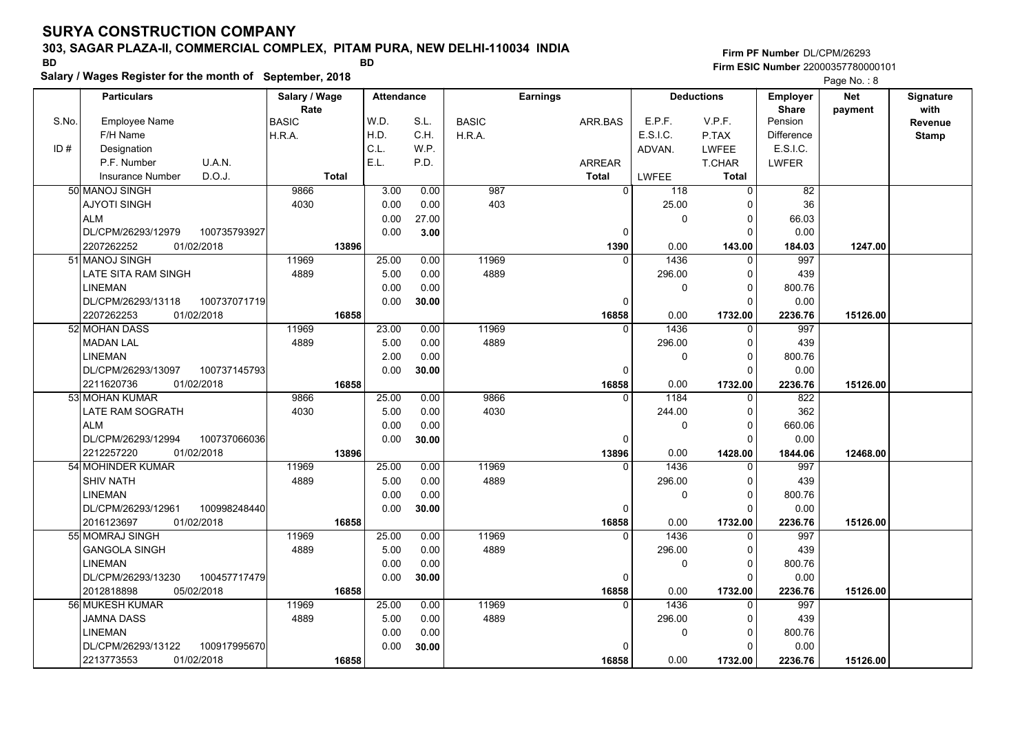# SURYA CONSTRUCTION COMPANY

**303, SAGAR PLAZA-II, COMMERCIAL COMPLEX, PITAM PURA, NEW DELHI-110034 INDIA**

BD BD

**Salary / Wages Register for the month of September, 2018**

Firm PF Number DL/CPM/26293
Firm ESIC Number 22000357780000101

| Particulars | | Salary / Wage Rate | Attendance | | Earnings | | Deductions | | Employer Share | Net payment | Signature with Revenue Stamp |
|---|---|---|---|---|---|---|---|---|---|---|---|
| S.No. Employee Name / F/H Name / ID # Designation / P.F. Number / Insurance Number | U.A.N. / D.O.J. | BASIC / H.R.A. / Total | W.D. / H.D. / C.L. / E.L. | S.L. / C.H. / W.P. / P.D. | BASIC / H.R.A. | ARR.BAS / ARREAR / Total | E.P.F. / E.S.I.C. / ADVAN. / LWFEE | V.P.F. / P.TAX / LWFEE / T.CHAR / Total | Pension / Difference / E.S.I.C. / LWFER | | |
| 50 MANOJ SINGH | | 9866 | 3.00 | 0.00 | 987 | 0 | 118 | 0 | 82 | | |
| AJYOTI SINGH | | 4030 | 0.00 | 0.00 | 403 | | 25.00 | 0 | 36 | | |
| ALM | | | 0.00 | 27.00 | | | 0 | 0 | 66.03 | | |
| DL/CPM/26293/12979 | 100735793927 | | 0.00 | 3.00 | | 0 | | 0 | 0.00 | | |
| 2207262252 | 01/02/2018 | 13896 | | | | 1390 | 0.00 | 143.00 | 184.03 | 1247.00 | |
| 51 MANOJ SINGH | | 11969 | 25.00 | 0.00 | 11969 | 0 | 1436 | 0 | 997 | | |
| LATE SITA RAM SINGH | | 4889 | 5.00 | 0.00 | 4889 | | 296.00 | 0 | 439 | | |
| LINEMAN | | | 0.00 | 0.00 | | | 0 | 0 | 800.76 | | |
| DL/CPM/26293/13118 | 100737071719 | | 0.00 | 30.00 | | 0 | | 0 | 0.00 | | |
| 2207262253 | 01/02/2018 | 16858 | | | | 16858 | 0.00 | 1732.00 | 2236.76 | 15126.00 | |
| 52 MOHAN DASS | | 11969 | 23.00 | 0.00 | 11969 | 0 | 1436 | 0 | 997 | | |
| MADAN LAL | | 4889 | 5.00 | 0.00 | 4889 | | 296.00 | 0 | 439 | | |
| LINEMAN | | | 2.00 | 0.00 | | | 0 | 0 | 800.76 | | |
| DL/CPM/26293/13097 | 100737145793 | | 0.00 | 30.00 | | 0 | | 0 | 0.00 | | |
| 2211620736 | 01/02/2018 | 16858 | | | | 16858 | 0.00 | 1732.00 | 2236.76 | 15126.00 | |
| 53 MOHAN KUMAR | | 9866 | 25.00 | 0.00 | 9866 | 0 | 1184 | 0 | 822 | | |
| LATE RAM SOGRATH | | 4030 | 5.00 | 0.00 | 4030 | | 244.00 | 0 | 362 | | |
| ALM | | | 0.00 | 0.00 | | | 0 | 0 | 660.06 | | |
| DL/CPM/26293/12994 | 100737066036 | | 0.00 | 30.00 | | 0 | | 0 | 0.00 | | |
| 2212257220 | 01/02/2018 | 13896 | | | | 13896 | 0.00 | 1428.00 | 1844.06 | 12468.00 | |
| 54 MOHINDER KUMAR | | 11969 | 25.00 | 0.00 | 11969 | 0 | 1436 | 0 | 997 | | |
| SHIV NATH | | 4889 | 5.00 | 0.00 | 4889 | | 296.00 | 0 | 439 | | |
| LINEMAN | | | 0.00 | 0.00 | | | 0 | 0 | 800.76 | | |
| DL/CPM/26293/12961 | 100998248440 | | 0.00 | 30.00 | | 0 | | 0 | 0.00 | | |
| 2016123697 | 01/02/2018 | 16858 | | | | 16858 | 0.00 | 1732.00 | 2236.76 | 15126.00 | |
| 55 MOMRAJ SINGH | | 11969 | 25.00 | 0.00 | 11969 | 0 | 1436 | 0 | 997 | | |
| GANGOLA SINGH | | 4889 | 5.00 | 0.00 | 4889 | | 296.00 | 0 | 439 | | |
| LINEMAN | | | 0.00 | 0.00 | | | 0 | 0 | 800.76 | | |
| DL/CPM/26293/13230 | 100457717479 | | 0.00 | 30.00 | | 0 | | 0 | 0.00 | | |
| 2012818898 | 05/02/2018 | 16858 | | | | 16858 | 0.00 | 1732.00 | 2236.76 | 15126.00 | |
| 56 MUKESH KUMAR | | 11969 | 25.00 | 0.00 | 11969 | 0 | 1436 | 0 | 997 | | |
| JAMNA DASS | | 4889 | 5.00 | 0.00 | 4889 | | 296.00 | 0 | 439 | | |
| LINEMAN | | | 0.00 | 0.00 | | | 0 | 0 | 800.76 | | |
| DL/CPM/26293/13122 | 100917995670 | | 0.00 | 30.00 | | 0 | | 0 | 0.00 | | |
| 2213773553 | 01/02/2018 | 16858 | | | | 16858 | 0.00 | 1732.00 | 2236.76 | 15126.00 | |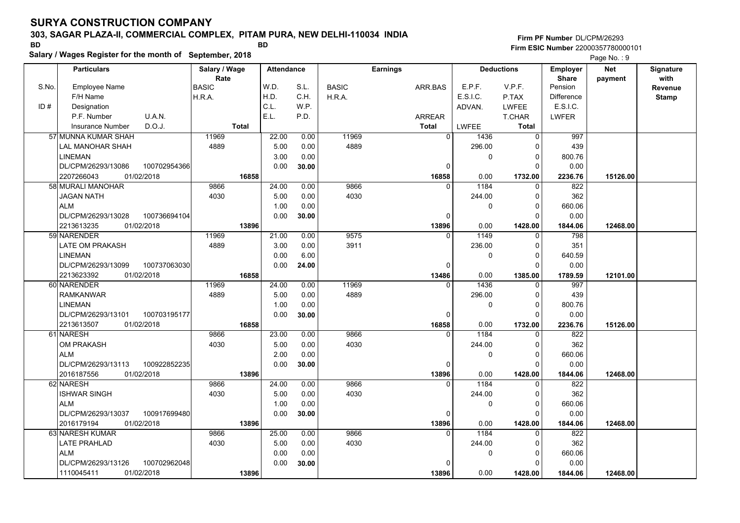# SURYA CONSTRUCTION COMPANY

**303, SAGAR PLAZA-II, COMMERCIAL COMPLEX, PITAM PURA, NEW DELHI-110034 INDIA**

BD BD

**Salary / Wages Register for the month of September, 2018**

Firm PF Number DL/CPM/26293
Firm ESIC Number 22000357780000101

| S.No. / ID # | Particulars (Employee Name / F/H Name / Designation / P.F. Number, U.A.N. / Insurance Number, D.O.J.) | Salary / Wage Rate (BASIC / H.R.A. / Total) | Attendance (W.D. / H.D. / C.L. / E.L.) | Attendance (S.L. / C.H. / W.P. / P.D.) | Earnings (BASIC / H.R.A.) | Earnings (ARR.BAS / ARREAR / Total) | Deductions (E.P.F. / E.S.I.C. / ADVAN. / LWFEE) | Deductions (V.P.F. / P.TAX / LWFEE / T.CHAR / Total) | Employer Share (Pension / Difference / E.S.I.C. / LWFER) | Net payment | Signature with Revenue Stamp |
|---|---|---|---|---|---|---|---|---|---|---|---|
| 57 | MUNNA KUMAR SHAH / LAL MANOHAR SHAH / LINEMAN / DL/CPM/26293/13086, 100702954366 / 2207266043, 01/02/2018 | 11969 / 4889 / 16858 | 22.00 / 5.00 / 3.00 / 0.00 | 0.00 / 0.00 / 0.00 / 30.00 | 11969 / 4889 | 0 / 0 / 16858 | 1436 / 296.00 / 0 / 0.00 | 0 / 0 / 0 / 0 / 1732.00 | 997 / 439 / 800.76 / 0.00 / 2236.76 | 15126.00 | |
| 58 | MURALI MANOHAR / JAGAN NATH / ALM / DL/CPM/26293/13028, 100736694104 / 2213613235, 01/02/2018 | 9866 / 4030 / 13896 | 24.00 / 5.00 / 1.00 / 0.00 | 0.00 / 0.00 / 0.00 / 30.00 | 9866 / 4030 | 0 / 0 / 13896 | 1184 / 244.00 / 0 / 0.00 | 0 / 0 / 0 / 0 / 1428.00 | 822 / 362 / 660.06 / 0.00 / 1844.06 | 12468.00 | |
| 59 | NARENDER / LATE OM PRAKASH / LINEMAN / DL/CPM/26293/13099, 100737063030 / 2213623392, 01/02/2018 | 11969 / 4889 / 16858 | 21.00 / 3.00 / 0.00 / 0.00 | 0.00 / 0.00 / 6.00 / 24.00 | 9575 / 3911 | 0 / 0 / 13486 | 1149 / 236.00 / 0 / 0.00 | 0 / 0 / 0 / 0 / 1385.00 | 798 / 351 / 640.59 / 0.00 / 1789.59 | 12101.00 | |
| 60 | NARENDER / RAMKANWAR / LINEMAN / DL/CPM/26293/13101, 100703195177 / 2213613507, 01/02/2018 | 11969 / 4889 / 16858 | 24.00 / 5.00 / 1.00 / 0.00 | 0.00 / 0.00 / 0.00 / 30.00 | 11969 / 4889 | 0 / 0 / 16858 | 1436 / 296.00 / 0 / 0.00 | 0 / 0 / 0 / 0 / 1732.00 | 997 / 439 / 800.76 / 0.00 / 2236.76 | 15126.00 | |
| 61 | NARESH / OM PRAKASH / ALM / DL/CPM/26293/13113, 100922852235 / 2016187556, 01/02/2018 | 9866 / 4030 / 13896 | 23.00 / 5.00 / 2.00 / 0.00 | 0.00 / 0.00 / 0.00 / 30.00 | 9866 / 4030 | 0 / 0 / 13896 | 1184 / 244.00 / 0 / 0.00 | 0 / 0 / 0 / 0 / 1428.00 | 822 / 362 / 660.06 / 0.00 / 1844.06 | 12468.00 | |
| 62 | NARESH / ISHWAR SINGH / ALM / DL/CPM/26293/13037, 100917699480 / 2016179194, 01/02/2018 | 9866 / 4030 / 13896 | 24.00 / 5.00 / 1.00 / 0.00 | 0.00 / 0.00 / 0.00 / 30.00 | 9866 / 4030 | 0 / 0 / 13896 | 1184 / 244.00 / 0 / 0.00 | 0 / 0 / 0 / 0 / 1428.00 | 822 / 362 / 660.06 / 0.00 / 1844.06 | 12468.00 | |
| 63 | NARESH KUMAR / LATE PRAHLAD / ALM / DL/CPM/26293/13126, 100702962048 / 1110045411, 01/02/2018 | 9866 / 4030 / 13896 | 25.00 / 5.00 / 0.00 / 0.00 | 0.00 / 0.00 / 0.00 / 30.00 | 9866 / 4030 | 0 / 0 / 13896 | 1184 / 244.00 / 0 / 0.00 | 0 / 0 / 0 / 0 / 1428.00 | 822 / 362 / 660.06 / 0.00 / 1844.06 | 12468.00 | |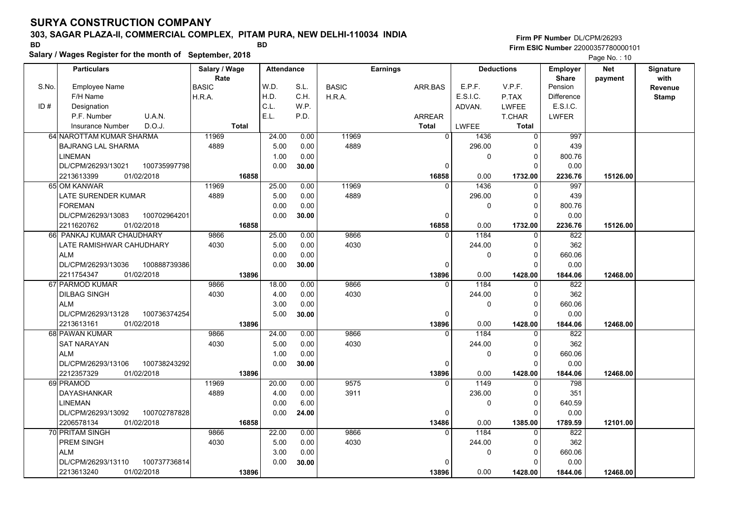# SURYA CONSTRUCTION COMPANY

**303, SAGAR PLAZA-II, COMMERCIAL COMPLEX, PITAM PURA, NEW DELHI-110034 INDIA**

BD BD

**Salary / Wages Register for the month of September, 2018**

**Firm PF Number** DL/CPM/26293
**Firm ESIC Number** 22000357780000101

Page No. : 10

| S.No. / ID # | Employee Name / F/H Name / Designation / P.F. Number / U.A.N. / Insurance Number / D.O.J. | Salary / Wage Rate: BASIC / H.R.A. / Total | Attendance: W.D. / H.D. / C.L. / E.L. | Attendance: S.L. / C.H. / W.P. / P.D. | Earnings: BASIC / H.R.A. | Earnings: ARR.BAS / ARREAR / Total | Deductions: E.P.F. / E.S.I.C. / ADVAN. / LWFEE | Deductions: V.P.F. / P.TAX / LWFEE / T.CHAR / Total | Employer Share: Pension / Difference / E.S.I.C. / LWFER | Net payment | Signature with Revenue Stamp |
|---|---|---|---|---|---|---|---|---|---|---|---|
| 64 | NAROTTAM KUMAR SHARMA / BAJRANG LAL SHARMA / LINEMAN / DL/CPM/26293/13021 100735997798 / 2213613399 01/02/2018 | 11969 / 4889 / 16858 | 24.00 / 5.00 / 1.00 / 0.00 | 0.00 / 0.00 / 0.00 / 30.00 | 11969 / 4889 | 0 / 0 / 16858 | 1436 / 296.00 / 0 / 0.00 | 0 / 0 / 0 / 0 / 1732.00 | 997 / 439 / 800.76 / 0.00 / 2236.76 | 15126.00 | |
| 65 | OM KANWAR / LATE SURENDER KUMAR / FOREMAN / DL/CPM/26293/13083 100702964201 / 2211620762 01/02/2018 | 11969 / 4889 / 16858 | 25.00 / 5.00 / 0.00 / 0.00 | 0.00 / 0.00 / 0.00 / 30.00 | 11969 / 4889 | 0 / 0 / 16858 | 1436 / 296.00 / 0 / 0.00 | 0 / 0 / 0 / 0 / 1732.00 | 997 / 439 / 800.76 / 0.00 / 2236.76 | 15126.00 | |
| 66 | PANKAJ KUMAR CHAUDHARY / LATE RAMISHWAR CAHUDHARY / ALM / DL/CPM/26293/13036 100888739386 / 2211754347 01/02/2018 | 9866 / 4030 / 13896 | 25.00 / 5.00 / 0.00 / 0.00 | 0.00 / 0.00 / 0.00 / 30.00 | 9866 / 4030 | 0 / 0 / 13896 | 1184 / 244.00 / 0 / 0.00 | 0 / 0 / 0 / 0 / 1428.00 | 822 / 362 / 660.06 / 0.00 / 1844.06 | 12468.00 | |
| 67 | PARMOD KUMAR / DILBAG SINGH / ALM / DL/CPM/26293/13128 100736374254 / 2213613161 01/02/2018 | 9866 / 4030 / 13896 | 18.00 / 4.00 / 3.00 / 5.00 | 0.00 / 0.00 / 0.00 / 30.00 | 9866 / 4030 | 0 / 0 / 13896 | 1184 / 244.00 / 0 / 0.00 | 0 / 0 / 0 / 0 / 1428.00 | 822 / 362 / 660.06 / 0.00 / 1844.06 | 12468.00 | |
| 68 | PAWAN KUMAR / SAT NARAYAN / ALM / DL/CPM/26293/13106 100738243292 / 2212357329 01/02/2018 | 9866 / 4030 / 13896 | 24.00 / 5.00 / 1.00 / 0.00 | 0.00 / 0.00 / 0.00 / 30.00 | 9866 / 4030 | 0 / 0 / 13896 | 1184 / 244.00 / 0 / 0.00 | 0 / 0 / 0 / 0 / 1428.00 | 822 / 362 / 660.06 / 0.00 / 1844.06 | 12468.00 | |
| 69 | PRAMOD / DAYASHANKAR / LINEMAN / DL/CPM/26293/13092 100702787828 / 2206578134 01/02/2018 | 11969 / 4889 / 16858 | 20.00 / 4.00 / 0.00 / 0.00 | 0.00 / 0.00 / 6.00 / 24.00 | 9575 / 3911 | 0 / 0 / 13486 | 1149 / 236.00 / 0 / 0.00 | 0 / 0 / 0 / 0 / 1385.00 | 798 / 351 / 640.59 / 0.00 / 1789.59 | 12101.00 | |
| 70 | PRITAM SINGH / PREM SINGH / ALM / DL/CPM/26293/13110 100737736814 / 2213613240 01/02/2018 | 9866 / 4030 / 13896 | 22.00 / 5.00 / 3.00 / 0.00 | 0.00 / 0.00 / 0.00 / 30.00 | 9866 / 4030 | 0 / 0 / 13896 | 1184 / 244.00 / 0 / 0.00 | 0 / 0 / 0 / 0 / 1428.00 | 822 / 362 / 660.06 / 0.00 / 1844.06 | 12468.00 | |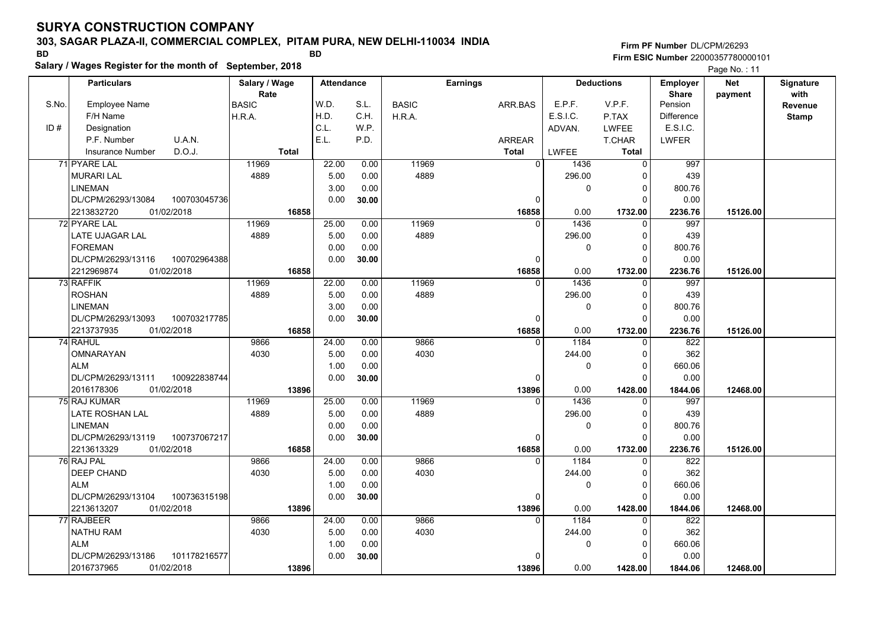# SURYA CONSTRUCTION COMPANY

**303, SAGAR PLAZA-II, COMMERCIAL COMPLEX, PITAM PURA, NEW DELHI-110034 INDIA**

BD BD

**Salary / Wages Register for the month of September, 2018**

**Firm PF Number** DL/CPM/26293
**Firm ESIC Number** 22000357780000101

| S.No. / ID # | Particulars: Employee Name / F/H Name / Designation / P.F. Number, U.A.N. / Insurance Number, D.O.J. | Salary / Wage Rate: BASIC / H.R.A. / Total | Attendance: W.D. / H.D. / C.L. / E.L. | Attendance: S.L. / C.H. / W.P. / P.D. | Earnings: BASIC / H.R.A. | Earnings: ARR.BAS / ARREAR / Total | Deductions: E.P.F. / E.S.I.C. / ADVAN. / LWFEE | Deductions: V.P.F. / P.TAX / LWFEE / T.CHAR / Total | Employer Share: Pension / Difference / E.S.I.C. / LWFER | Net payment | Signature with Revenue Stamp |
|---|---|---|---|---|---|---|---|---|---|---|---|
| 71 | PYARE LAL | 11969 | 22.00 | 0.00 | 11969 | 0 | 1436 | 0 | 997 | | |
| | MURARI LAL | 4889 | 5.00 | 0.00 | 4889 | | 296.00 | 0 | 439 | | |
| | LINEMAN | | 3.00 | 0.00 | | | 0 | 0 | 800.76 | | |
| | DL/CPM/26293/13084 100703045736 | | 0.00 | 30.00 | | 0 | | 0 | 0.00 | | |
| | 2213832720 01/02/2018 | 16858 | | | | 16858 | 0.00 | 1732.00 | 2236.76 | 15126.00 | |
| 72 | PYARE LAL | 11969 | 25.00 | 0.00 | 11969 | 0 | 1436 | 0 | 997 | | |
| | LATE UJAGAR LAL | 4889 | 5.00 | 0.00 | 4889 | | 296.00 | 0 | 439 | | |
| | FOREMAN | | 0.00 | 0.00 | | | 0 | 0 | 800.76 | | |
| | DL/CPM/26293/13116 100702964388 | | 0.00 | 30.00 | | 0 | | 0 | 0.00 | | |
| | 2212969874 01/02/2018 | 16858 | | | | 16858 | 0.00 | 1732.00 | 2236.76 | 15126.00 | |
| 73 | RAFFIK | 11969 | 22.00 | 0.00 | 11969 | 0 | 1436 | 0 | 997 | | |
| | ROSHAN | 4889 | 5.00 | 0.00 | 4889 | | 296.00 | 0 | 439 | | |
| | LINEMAN | | 3.00 | 0.00 | | | 0 | 0 | 800.76 | | |
| | DL/CPM/26293/13093 100703217785 | | 0.00 | 30.00 | | 0 | | 0 | 0.00 | | |
| | 2213737935 01/02/2018 | 16858 | | | | 16858 | 0.00 | 1732.00 | 2236.76 | 15126.00 | |
| 74 | RAHUL | 9866 | 24.00 | 0.00 | 9866 | 0 | 1184 | 0 | 822 | | |
| | OMNARAYAN | 4030 | 5.00 | 0.00 | 4030 | | 244.00 | 0 | 362 | | |
| | ALM | | 1.00 | 0.00 | | | 0 | 0 | 660.06 | | |
| | DL/CPM/26293/13111 100922838744 | | 0.00 | 30.00 | | 0 | | 0 | 0.00 | | |
| | 2016178306 01/02/2018 | 13896 | | | | 13896 | 0.00 | 1428.00 | 1844.06 | 12468.00 | |
| 75 | RAJ KUMAR | 11969 | 25.00 | 0.00 | 11969 | 0 | 1436 | 0 | 997 | | |
| | LATE ROSHAN LAL | 4889 | 5.00 | 0.00 | 4889 | | 296.00 | 0 | 439 | | |
| | LINEMAN | | 0.00 | 0.00 | | | 0 | 0 | 800.76 | | |
| | DL/CPM/26293/13119 100737067217 | | 0.00 | 30.00 | | 0 | | 0 | 0.00 | | |
| | 2213613329 01/02/2018 | 16858 | | | | 16858 | 0.00 | 1732.00 | 2236.76 | 15126.00 | |
| 76 | RAJ PAL | 9866 | 24.00 | 0.00 | 9866 | 0 | 1184 | 0 | 822 | | |
| | DEEP CHAND | 4030 | 5.00 | 0.00 | 4030 | | 244.00 | 0 | 362 | | |
| | ALM | | 1.00 | 0.00 | | | 0 | 0 | 660.06 | | |
| | DL/CPM/26293/13104 100736315198 | | 0.00 | 30.00 | | 0 | | 0 | 0.00 | | |
| | 2213613207 01/02/2018 | 13896 | | | | 13896 | 0.00 | 1428.00 | 1844.06 | 12468.00 | |
| 77 | RAJBEER | 9866 | 24.00 | 0.00 | 9866 | 0 | 1184 | 0 | 822 | | |
| | NATHU RAM | 4030 | 5.00 | 0.00 | 4030 | | 244.00 | 0 | 362 | | |
| | ALM | | 1.00 | 0.00 | | | 0 | 0 | 660.06 | | |
| | DL/CPM/26293/13186 101178216577 | | 0.00 | 30.00 | | 0 | | 0 | 0.00 | | |
| | 2016737965 01/02/2018 | 13896 | | | | 13896 | 0.00 | 1428.00 | 1844.06 | 12468.00 | |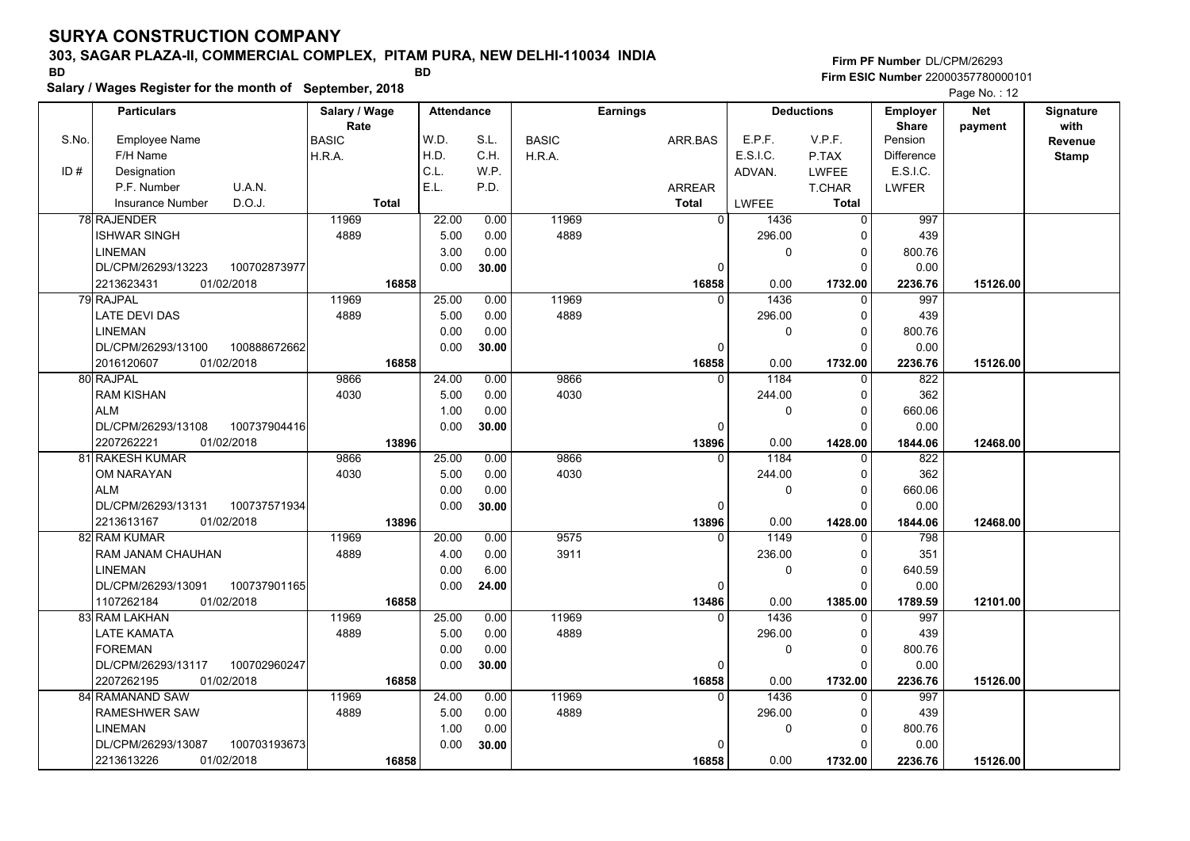# SURYA CONSTRUCTION COMPANY

## 303, SAGAR PLAZA-II, COMMERCIAL COMPLEX, PITAM PURA, NEW DELHI-110034 INDIA

BD BD

**Salary / Wages Register for the month of September, 2018**

Firm PF Number DL/CPM/26293
Firm ESIC Number 22000357780000101

Page No. : 12

| S.No. / ID # | Employee Name / F/H Name / Designation / P.F. Number U.A.N. / Insurance Number D.O.J. | Salary / Wage Rate: BASIC / H.R.A. / Total | W.D. / H.D. / C.L. / E.L. | S.L. / C.H. / W.P. / P.D. | BASIC / H.R.A. | ARR.BAS / ARREAR / Total | E.P.F. / E.S.I.C. / ADVAN. / LWFEE | V.P.F. / P.TAX / LWFEE / T.CHAR / Total | Employer Share: Pension / Difference / E.S.I.C. / LWFER | Net payment | Signature with Revenue Stamp |
|---|---|---|---|---|---|---|---|---|---|---|---|
| 78 | RAJENDER / ISHWAR SINGH / LINEMAN / DL/CPM/26293/13223 100702873977 / 2213623431 01/02/2018 | 11969 / 4889 / 16858 | 22.00 / 5.00 / 3.00 / 0.00 | 0.00 / 0.00 / 0.00 / 30.00 | 11969 / 4889 | 0 / 0 / 16858 | 1436 / 296.00 / 0 / 0.00 | 0 / 0 / 0 / 0 / 1732.00 | 997 / 439 / 800.76 / 0.00 / 2236.76 | 15126.00 | |
| 79 | RAJPAL / LATE DEVI DAS / LINEMAN / DL/CPM/26293/13100 100888672662 / 2016120607 01/02/2018 | 11969 / 4889 / 16858 | 25.00 / 5.00 / 0.00 / 0.00 | 0.00 / 0.00 / 0.00 / 30.00 | 11969 / 4889 | 0 / 0 / 16858 | 1436 / 296.00 / 0 / 0.00 | 0 / 0 / 0 / 0 / 1732.00 | 997 / 439 / 800.76 / 0.00 / 2236.76 | 15126.00 | |
| 80 | RAJPAL / RAM KISHAN / ALM / DL/CPM/26293/13108 100737904416 / 2207262221 01/02/2018 | 9866 / 4030 / 13896 | 24.00 / 5.00 / 1.00 / 0.00 | 0.00 / 0.00 / 0.00 / 30.00 | 9866 / 4030 | 0 / 0 / 13896 | 1184 / 244.00 / 0 / 0.00 | 0 / 0 / 0 / 0 / 1428.00 | 822 / 362 / 660.06 / 0.00 / 1844.06 | 12468.00 | |
| 81 | RAKESH KUMAR / OM NARAYAN / ALM / DL/CPM/26293/13131 100737571934 / 2213613167 01/02/2018 | 9866 / 4030 / 13896 | 25.00 / 5.00 / 0.00 / 0.00 | 0.00 / 0.00 / 0.00 / 30.00 | 9866 / 4030 | 0 / 0 / 13896 | 1184 / 244.00 / 0 / 0.00 | 0 / 0 / 0 / 0 / 1428.00 | 822 / 362 / 660.06 / 0.00 / 1844.06 | 12468.00 | |
| 82 | RAM KUMAR / RAM JANAM CHAUHAN / LINEMAN / DL/CPM/26293/13091 100737901165 / 1107262184 01/02/2018 | 11969 / 4889 / 16858 | 20.00 / 4.00 / 0.00 / 0.00 | 0.00 / 0.00 / 6.00 / 24.00 | 9575 / 3911 | 0 / 0 / 13486 | 1149 / 236.00 / 0 / 0.00 | 0 / 0 / 0 / 0 / 1385.00 | 798 / 351 / 640.59 / 0.00 / 1789.59 | 12101.00 | |
| 83 | RAM LAKHAN / LATE KAMATA / FOREMAN / DL/CPM/26293/13117 100702960247 / 2207262195 01/02/2018 | 11969 / 4889 / 16858 | 25.00 / 5.00 / 0.00 / 0.00 | 0.00 / 0.00 / 0.00 / 30.00 | 11969 / 4889 | 0 / 0 / 16858 | 1436 / 296.00 / 0 / 0.00 | 0 / 0 / 0 / 0 / 1732.00 | 997 / 439 / 800.76 / 0.00 / 2236.76 | 15126.00 | |
| 84 | RAMANAND SAW / RAMESHWER SAW / LINEMAN / DL/CPM/26293/13087 100703193673 / 2213613226 01/02/2018 | 11969 / 4889 / 16858 | 24.00 / 5.00 / 1.00 / 0.00 | 0.00 / 0.00 / 0.00 / 30.00 | 11969 / 4889 | 0 / 0 / 16858 | 1436 / 296.00 / 0 / 0.00 | 0 / 0 / 0 / 0 / 1732.00 | 997 / 439 / 800.76 / 0.00 / 2236.76 | 15126.00 | |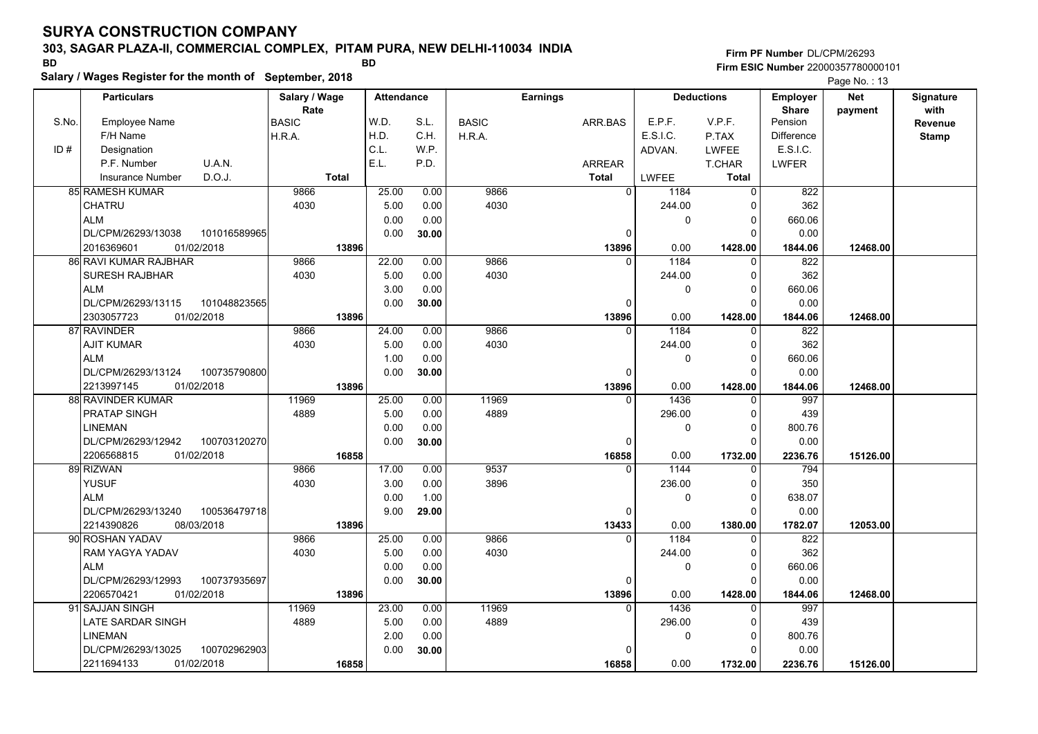# SURYA CONSTRUCTION COMPANY

**303, SAGAR PLAZA-II, COMMERCIAL COMPLEX, PITAM PURA, NEW DELHI-110034 INDIA**

BD BD

**Salary / Wages Register for the month of September, 2018**

**Firm PF Number** DL/CPM/26293
**Firm ESIC Number** 22000357780000101

| S.No. | Particulars<br>Employee Name<br>F/H Name<br>ID # Designation<br>P.F. Number U.A.N.<br>Insurance Number D.O.J. | Salary / Wage Rate<br>BASIC<br>H.R.A.<br><br><br>Total | Attendance<br>W.D.<br>H.D.<br>C.L.<br>E.L. | <br>S.L.<br>C.H.<br>W.P.<br>P.D. | Earnings<br>BASIC<br>H.R.A. | <br>ARR.BAS<br><br><br>ARREAR<br>Total | Deductions<br>E.P.F.<br>E.S.I.C.<br>ADVAN.<br><br>LWFEE | <br>V.P.F.<br>P.TAX<br>LWFEE<br>T.CHAR<br>Total | Employer Share<br>Pension<br>Difference<br>E.S.I.C.<br>LWFER | Net payment | Signature with Revenue Stamp |
|---|---|---|---|---|---|---|---|---|---|---|---|
| 85 | RAMESH KUMAR<br>CHATRU<br>ALM<br>DL/CPM/26293/13038 101016589965<br>2016369601 01/02/2018 | 9866<br>4030<br><br><br>13896 | 25.00<br>5.00<br>0.00<br>0.00 | 0.00<br>0.00<br>0.00<br>30.00 | 9866<br>4030 | 0<br><br><br>0<br>13896 | 1184<br>244.00<br>0<br><br>0.00 | 0<br>0<br>0<br>0<br>1428.00 | 822<br>362<br>660.06<br>0.00<br>1844.06 | 12468.00 | |
| 86 | RAVI KUMAR RAJBHAR<br>SURESH RAJBHAR<br>ALM<br>DL/CPM/26293/13115 101048823565<br>2303057723 01/02/2018 | 9866<br>4030<br><br><br>13896 | 22.00<br>5.00<br>3.00<br>0.00 | 0.00<br>0.00<br>0.00<br>30.00 | 9866<br>4030 | 0<br><br><br>0<br>13896 | 1184<br>244.00<br>0<br><br>0.00 | 0<br>0<br>0<br>0<br>1428.00 | 822<br>362<br>660.06<br>0.00<br>1844.06 | 12468.00 | |
| 87 | RAVINDER<br>AJIT KUMAR<br>ALM<br>DL/CPM/26293/13124 100735790800<br>2213997145 01/02/2018 | 9866<br>4030<br><br><br>13896 | 24.00<br>5.00<br>1.00<br>0.00 | 0.00<br>0.00<br>0.00<br>30.00 | 9866<br>4030 | 0<br><br><br>0<br>13896 | 1184<br>244.00<br>0<br><br>0.00 | 0<br>0<br>0<br>0<br>1428.00 | 822<br>362<br>660.06<br>0.00<br>1844.06 | 12468.00 | |
| 88 | RAVINDER KUMAR<br>PRATAP SINGH<br>LINEMAN<br>DL/CPM/26293/12942 100703120270<br>2206568815 01/02/2018 | 11969<br>4889<br><br><br>16858 | 25.00<br>5.00<br>0.00<br>0.00 | 0.00<br>0.00<br>0.00<br>30.00 | 11969<br>4889 | 0<br><br><br>0<br>16858 | 1436<br>296.00<br>0<br><br>0.00 | 0<br>0<br>0<br>0<br>1732.00 | 997<br>439<br>800.76<br>0.00<br>2236.76 | 15126.00 | |
| 89 | RIZWAN<br>YUSUF<br>ALM<br>DL/CPM/26293/13240 100536479718<br>2214390826 08/03/2018 | 9866<br>4030<br><br><br>13896 | 17.00<br>3.00<br>0.00<br>9.00 | 0.00<br>0.00<br>1.00<br>29.00 | 9537<br>3896 | 0<br><br><br>0<br>13433 | 1144<br>236.00<br>0<br><br>0.00 | 0<br>0<br>0<br>0<br>1380.00 | 794<br>350<br>638.07<br>0.00<br>1782.07 | 12053.00 | |
| 90 | ROSHAN YADAV<br>RAM YAGYA YADAV<br>ALM<br>DL/CPM/26293/12993 100737935697<br>2206570421 01/02/2018 | 9866<br>4030<br><br><br>13896 | 25.00<br>5.00<br>0.00<br>0.00 | 0.00<br>0.00<br>0.00<br>30.00 | 9866<br>4030 | 0<br><br><br>0<br>13896 | 1184<br>244.00<br>0<br><br>0.00 | 0<br>0<br>0<br>0<br>1428.00 | 822<br>362<br>660.06<br>0.00<br>1844.06 | 12468.00 | |
| 91 | SAJJAN SINGH<br>LATE SARDAR SINGH<br>LINEMAN<br>DL/CPM/26293/13025 100702962903<br>2211694133 01/02/2018 | 11969<br>4889<br><br><br>16858 | 23.00<br>5.00<br>2.00<br>0.00 | 0.00<br>0.00<br>0.00<br>30.00 | 11969<br>4889 | 0<br><br><br>0<br>16858 | 1436<br>296.00<br>0<br><br>0.00 | 0<br>0<br>0<br>0<br>1732.00 | 997<br>439<br>800.76<br>0.00<br>2236.76 | 15126.00 | |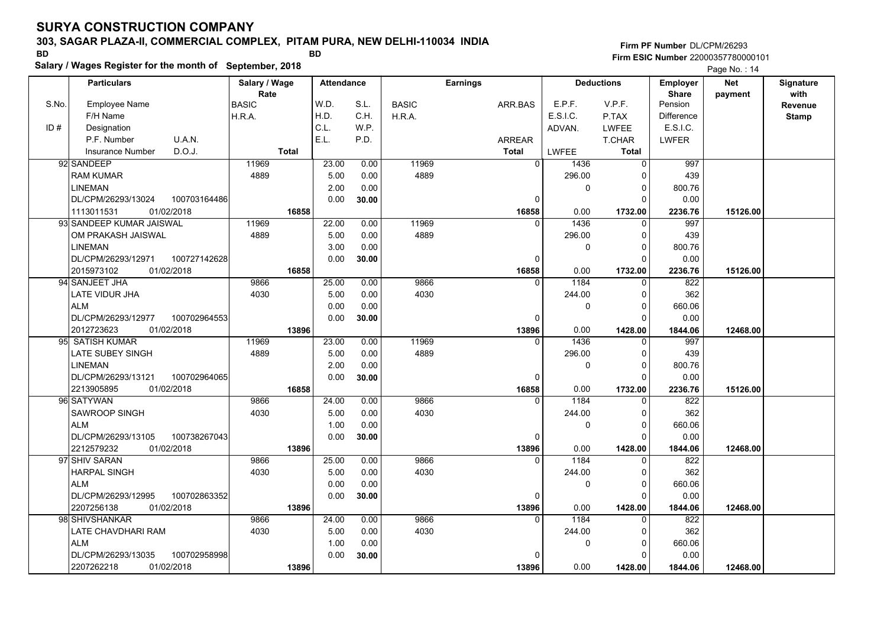# SURYA CONSTRUCTION COMPANY

**303, SAGAR PLAZA-II, COMMERCIAL COMPLEX, PITAM PURA, NEW DELHI-110034 INDIA**

BD BD

**Salary / Wages Register for the month of September, 2018**

Firm PF Number DL/CPM/26293
Firm ESIC Number 22000357780000101

| S.No. | Employee Name / F/H Name / Designation / P.F. Number, U.A.N. / Insurance Number, D.O.J. | Salary / Wage Rate: BASIC / H.R.A. / Total | Attendance: W.D. / H.D. / C.L. / E.L. | Attendance: S.L. / C.H. / W.P. / P.D. | Earnings: BASIC / H.R.A. | Earnings: ARR.BAS / ARREAR / Total | Deductions: E.P.F. / E.S.I.C. / ADVAN. / LWFEE | Deductions: V.P.F. / P.TAX / LWFEE / T.CHAR / Total | Employer Share: Pension / Difference / E.S.I.C. / LWFER | Net payment | Signature with Revenue Stamp |
|---|---|---|---|---|---|---|---|---|---|---|---|
| 92 | SANDEEP / RAM KUMAR / LINEMAN / DL/CPM/26293/13024, 100703164486 / 1113011531, 01/02/2018 | 11969 / 4889 / 16858 | 23.00 / 5.00 / 2.00 / 0.00 | 0.00 / 0.00 / 0.00 / 30.00 | 11969 / 4889 | 0 / 0 / 16858 | 1436 / 296.00 / 0 / 0.00 | 0 / 0 / 0 / 0 / 1732.00 | 997 / 439 / 800.76 / 0.00 / 2236.76 | 15126.00 | |
| 93 | SANDEEP KUMAR JAISWAL / OM PRAKASH JAISWAL / LINEMAN / DL/CPM/26293/12971, 100727142628 / 2015973102, 01/02/2018 | 11969 / 4889 / 16858 | 22.00 / 5.00 / 3.00 / 0.00 | 0.00 / 0.00 / 0.00 / 30.00 | 11969 / 4889 | 0 / 0 / 16858 | 1436 / 296.00 / 0 / 0.00 | 0 / 0 / 0 / 0 / 1732.00 | 997 / 439 / 800.76 / 0.00 / 2236.76 | 15126.00 | |
| 94 | SANJEET JHA / LATE VIDUR JHA / ALM / DL/CPM/26293/12977, 100702964553 / 2012723623, 01/02/2018 | 9866 / 4030 / 13896 | 25.00 / 5.00 / 0.00 / 0.00 | 0.00 / 0.00 / 0.00 / 30.00 | 9866 / 4030 | 0 / 0 / 13896 | 1184 / 244.00 / 0 / 0.00 | 0 / 0 / 0 / 0 / 1428.00 | 822 / 362 / 660.06 / 0.00 / 1844.06 | 12468.00 | |
| 95 | SATISH KUMAR / LATE SUBEY SINGH / LINEMAN / DL/CPM/26293/13121, 100702964065 / 2213905895, 01/02/2018 | 11969 / 4889 / 16858 | 23.00 / 5.00 / 2.00 / 0.00 | 0.00 / 0.00 / 0.00 / 30.00 | 11969 / 4889 | 0 / 0 / 16858 | 1436 / 296.00 / 0 / 0.00 | 0 / 0 / 0 / 0 / 1732.00 | 997 / 439 / 800.76 / 0.00 / 2236.76 | 15126.00 | |
| 96 | SATYWAN / SAWROOP SINGH / ALM / DL/CPM/26293/13105, 100738267043 / 2212579232, 01/02/2018 | 9866 / 4030 / 13896 | 24.00 / 5.00 / 1.00 / 0.00 | 0.00 / 0.00 / 0.00 / 30.00 | 9866 / 4030 | 0 / 0 / 13896 | 1184 / 244.00 / 0 / 0.00 | 0 / 0 / 0 / 0 / 1428.00 | 822 / 362 / 660.06 / 0.00 / 1844.06 | 12468.00 | |
| 97 | SHIV SARAN / HARPAL SINGH / ALM / DL/CPM/26293/12995, 100702863352 / 2207256138, 01/02/2018 | 9866 / 4030 / 13896 | 25.00 / 5.00 / 0.00 / 0.00 | 0.00 / 0.00 / 0.00 / 30.00 | 9866 / 4030 | 0 / 0 / 13896 | 1184 / 244.00 / 0 / 0.00 | 0 / 0 / 0 / 0 / 1428.00 | 822 / 362 / 660.06 / 0.00 / 1844.06 | 12468.00 | |
| 98 | SHIVSHANKAR / LATE CHAVDHARI RAM / ALM / DL/CPM/26293/13035, 100702958998 / 2207262218, 01/02/2018 | 9866 / 4030 / 13896 | 24.00 / 5.00 / 1.00 / 0.00 | 0.00 / 0.00 / 0.00 / 30.00 | 9866 / 4030 | 0 / 0 / 13896 | 1184 / 244.00 / 0 / 0.00 | 0 / 0 / 0 / 0 / 1428.00 | 822 / 362 / 660.06 / 0.00 / 1844.06 | 12468.00 | |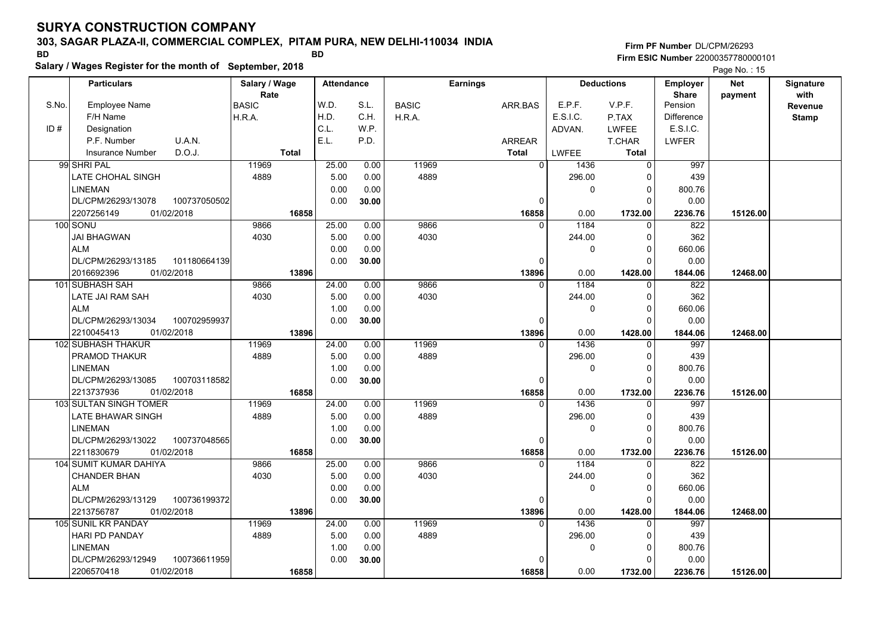# SURYA CONSTRUCTION COMPANY

**303, SAGAR PLAZA-II, COMMERCIAL COMPLEX, PITAM PURA, NEW DELHI-110034 INDIA**

BD BD

**Salary / Wages Register for the month of September, 2018**

Firm PF Number DL/CPM/26293

Firm ESIC Number 22000357780000101

| S.No. / ID # | Employee Name / F/H Name / Designation / P.F. Number U.A.N. / Insurance Number D.O.J. | Salary / Wage Rate: BASIC / H.R.A. / Total | Attendance: W.D. / H.D. / C.L. / E.L. | Attendance: S.L. / C.H. / W.P. / P.D. | Earnings: BASIC / H.R.A. | Earnings: ARR.BAS / ARREAR / Total | Deductions: E.P.F. / E.S.I.C. / ADVAN. / LWFEE | Deductions: V.P.F. / P.TAX / LWFEE / T.CHAR / Total | Employer Share: Pension / Difference / E.S.I.C. / LWFER | Net payment | Signature with Revenue Stamp |
|---|---|---|---|---|---|---|---|---|---|---|---|
| 99 | SHRI PAL | 11969 | 25.00 | 0.00 | 11969 | 0 | 1436 | 0 | 997 | | |
| | LATE CHOHAL SINGH | 4889 | 5.00 | 0.00 | 4889 | | 296.00 | 0 | 439 | | |
| | LINEMAN | | 0.00 | 0.00 | | | 0 | 0 | 800.76 | | |
| | DL/CPM/26293/13078 100737050502 | | 0.00 | 30.00 | | 0 | | 0 | 0.00 | | |
| | 2207256149 01/02/2018 | 16858 | | | | 16858 | 0.00 | 1732.00 | 2236.76 | 15126.00 | |
| 100 | SONU | 9866 | 25.00 | 0.00 | 9866 | 0 | 1184 | 0 | 822 | | |
| | JAI BHAGWAN | 4030 | 5.00 | 0.00 | 4030 | | 244.00 | 0 | 362 | | |
| | ALM | | 0.00 | 0.00 | | | 0 | 0 | 660.06 | | |
| | DL/CPM/26293/13185 101180664139 | | 0.00 | 30.00 | | 0 | | 0 | 0.00 | | |
| | 2016692396 01/02/2018 | 13896 | | | | 13896 | 0.00 | 1428.00 | 1844.06 | 12468.00 | |
| 101 | SUBHASH SAH | 9866 | 24.00 | 0.00 | 9866 | 0 | 1184 | 0 | 822 | | |
| | LATE JAI RAM SAH | 4030 | 5.00 | 0.00 | 4030 | | 244.00 | 0 | 362 | | |
| | ALM | | 1.00 | 0.00 | | | 0 | 0 | 660.06 | | |
| | DL/CPM/26293/13034 100702959937 | | 0.00 | 30.00 | | 0 | | 0 | 0.00 | | |
| | 2210045413 01/02/2018 | 13896 | | | | 13896 | 0.00 | 1428.00 | 1844.06 | 12468.00 | |
| 102 | SUBHASH THAKUR | 11969 | 24.00 | 0.00 | 11969 | 0 | 1436 | 0 | 997 | | |
| | PRAMOD THAKUR | 4889 | 5.00 | 0.00 | 4889 | | 296.00 | 0 | 439 | | |
| | LINEMAN | | 1.00 | 0.00 | | | 0 | 0 | 800.76 | | |
| | DL/CPM/26293/13085 100703118582 | | 0.00 | 30.00 | | 0 | | 0 | 0.00 | | |
| | 2213737936 01/02/2018 | 16858 | | | | 16858 | 0.00 | 1732.00 | 2236.76 | 15126.00 | |
| 103 | SULTAN SINGH TOMER | 11969 | 24.00 | 0.00 | 11969 | 0 | 1436 | 0 | 997 | | |
| | LATE BHAWAR SINGH | 4889 | 5.00 | 0.00 | 4889 | | 296.00 | 0 | 439 | | |
| | LINEMAN | | 1.00 | 0.00 | | | 0 | 0 | 800.76 | | |
| | DL/CPM/26293/13022 100737048565 | | 0.00 | 30.00 | | 0 | | 0 | 0.00 | | |
| | 2211830679 01/02/2018 | 16858 | | | | 16858 | 0.00 | 1732.00 | 2236.76 | 15126.00 | |
| 104 | SUMIT KUMAR DAHIYA | 9866 | 25.00 | 0.00 | 9866 | 0 | 1184 | 0 | 822 | | |
| | CHANDER BHAN | 4030 | 5.00 | 0.00 | 4030 | | 244.00 | 0 | 362 | | |
| | ALM | | 0.00 | 0.00 | | | 0 | 0 | 660.06 | | |
| | DL/CPM/26293/13129 100736199372 | | 0.00 | 30.00 | | 0 | | 0 | 0.00 | | |
| | 2213756787 01/02/2018 | 13896 | | | | 13896 | 0.00 | 1428.00 | 1844.06 | 12468.00 | |
| 105 | SUNIL KR PANDAY | 11969 | 24.00 | 0.00 | 11969 | 0 | 1436 | 0 | 997 | | |
| | HARI PD PANDAY | 4889 | 5.00 | 0.00 | 4889 | | 296.00 | 0 | 439 | | |
| | LINEMAN | | 1.00 | 0.00 | | | 0 | 0 | 800.76 | | |
| | DL/CPM/26293/12949 100736611959 | | 0.00 | 30.00 | | 0 | | 0 | 0.00 | | |
| | 2206570418 01/02/2018 | 16858 | | | | 16858 | 0.00 | 1732.00 | 2236.76 | 15126.00 | |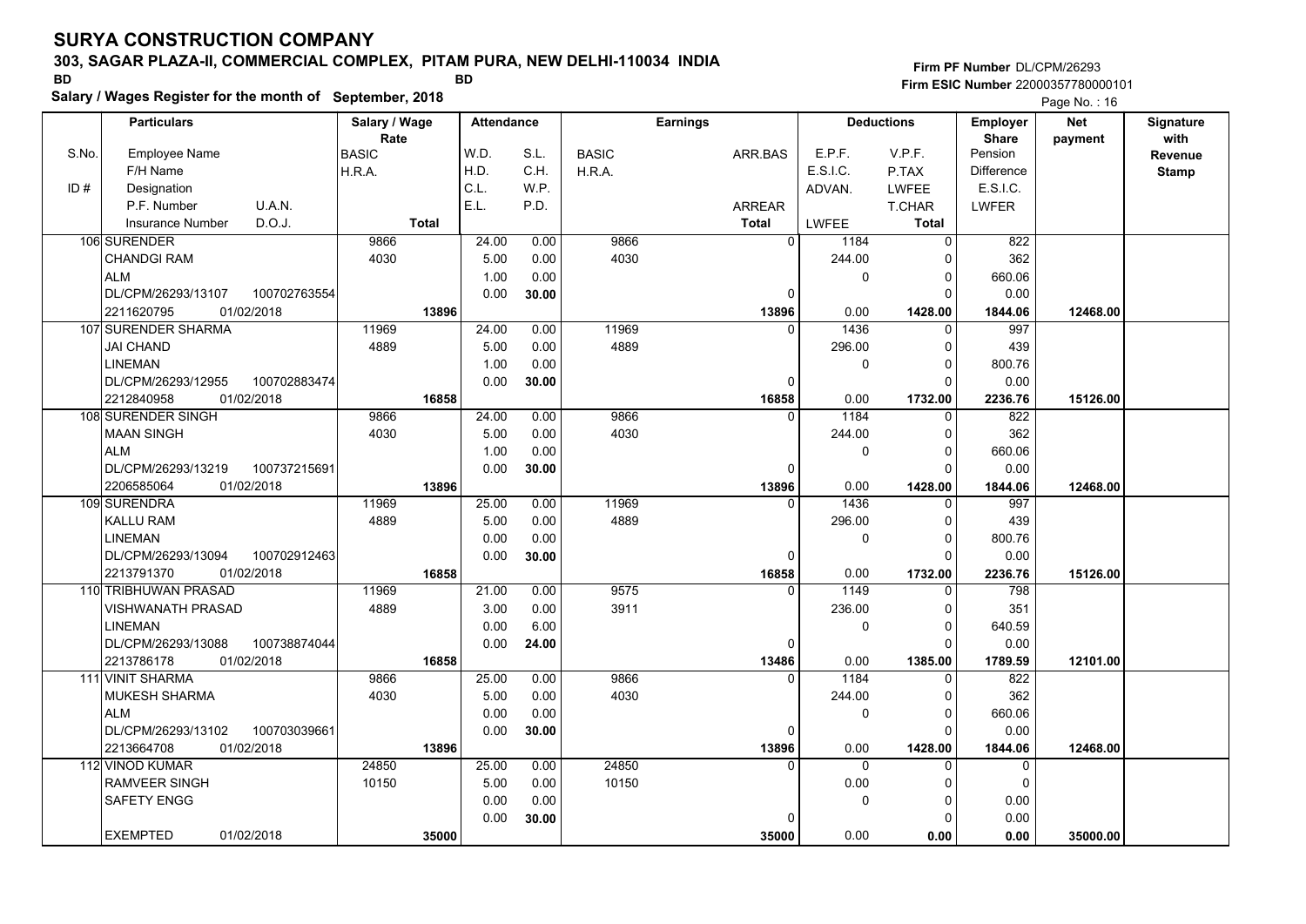# SURYA CONSTRUCTION COMPANY

**303, SAGAR PLAZA-II, COMMERCIAL COMPLEX, PITAM PURA, NEW DELHI-110034 INDIA**

BD BD

**Salary / Wages Register for the month of September, 2018**

**Firm PF Number** DL/CPM/26293
**Firm ESIC Number** 22000357780000101

| S.No. | Particulars: Employee Name / F/H Name / Designation / P.F. Number / U.A.N. / Insurance Number / D.O.J. | Salary / Wage Rate: BASIC / H.R.A. / Total | Attendance: W.D. / H.D. / C.L. / E.L. | Attendance: S.L. / C.H. / W.P. / P.D. | Earnings: BASIC / H.R.A. | Earnings: ARR.BAS / ARREAR / Total | Deductions: E.P.F. / E.S.I.C. / ADVAN. / LWFEE | Deductions: V.P.F. / P.TAX / LWFEE / T.CHAR / Total | Employer Share: Pension / Difference / E.S.I.C. / LWFER | Net payment | Signature with Revenue Stamp |
|---|---|---|---|---|---|---|---|---|---|---|---|
| 106 | SURENDER / CHANDGI RAM / ALM / DL/CPM/26293/13107 / 100702763554 / 2211620795 / 01/02/2018 | 9866 / 4030 / 13896 | 24.00 / 5.00 / 1.00 / 0.00 | 0.00 / 0.00 / 0.00 / 30.00 | 9866 / 4030 | 0 / 0 / 13896 | 1184 / 244.00 / 0 / 0.00 | 0 / 0 / 0 / 0 / 1428.00 | 822 / 362 / 660.06 / 0.00 / 1844.06 | 12468.00 | |
| 107 | SURENDER SHARMA / JAI CHAND / LINEMAN / DL/CPM/26293/12955 / 100702883474 / 2212840958 / 01/02/2018 | 11969 / 4889 / 16858 | 24.00 / 5.00 / 1.00 / 0.00 | 0.00 / 0.00 / 0.00 / 30.00 | 11969 / 4889 | 0 / 0 / 16858 | 1436 / 296.00 / 0 / 0.00 | 0 / 0 / 0 / 0 / 1732.00 | 997 / 439 / 800.76 / 0.00 / 2236.76 | 15126.00 | |
| 108 | SURENDER SINGH / MAAN SINGH / ALM / DL/CPM/26293/13219 / 100737215691 / 2206585064 / 01/02/2018 | 9866 / 4030 / 13896 | 24.00 / 5.00 / 1.00 / 0.00 | 0.00 / 0.00 / 0.00 / 30.00 | 9866 / 4030 | 0 / 0 / 13896 | 1184 / 244.00 / 0 / 0.00 | 0 / 0 / 0 / 0 / 1428.00 | 822 / 362 / 660.06 / 0.00 / 1844.06 | 12468.00 | |
| 109 | SURENDRA / KALLU RAM / LINEMAN / DL/CPM/26293/13094 / 100702912463 / 2213791370 / 01/02/2018 | 11969 / 4889 / 16858 | 25.00 / 5.00 / 0.00 / 0.00 | 0.00 / 0.00 / 0.00 / 30.00 | 11969 / 4889 | 0 / 0 / 16858 | 1436 / 296.00 / 0 / 0.00 | 0 / 0 / 0 / 0 / 1732.00 | 997 / 439 / 800.76 / 0.00 / 2236.76 | 15126.00 | |
| 110 | TRIBHUWAN PRASAD / VISHWANATH PRASAD / LINEMAN / DL/CPM/26293/13088 / 100738874044 / 2213786178 / 01/02/2018 | 11969 / 4889 / 16858 | 21.00 / 3.00 / 0.00 / 0.00 | 0.00 / 0.00 / 6.00 / 24.00 | 9575 / 3911 | 0 / 0 / 13486 | 1149 / 236.00 / 0 / 0.00 | 0 / 0 / 0 / 0 / 1385.00 | 798 / 351 / 640.59 / 0.00 / 1789.59 | 12101.00 | |
| 111 | VINIT SHARMA / MUKESH SHARMA / ALM / DL/CPM/26293/13102 / 100703039661 / 2213664708 / 01/02/2018 | 9866 / 4030 / 13896 | 25.00 / 5.00 / 0.00 / 0.00 | 0.00 / 0.00 / 0.00 / 30.00 | 9866 / 4030 | 0 / 0 / 13896 | 1184 / 244.00 / 0 / 0.00 | 0 / 0 / 0 / 0 / 1428.00 | 822 / 362 / 660.06 / 0.00 / 1844.06 | 12468.00 | |
| 112 | VINOD KUMAR / RAMVEER SINGH / SAFETY ENGG / EXEMPTED / 01/02/2018 | 24850 / 10150 / 35000 | 25.00 / 5.00 / 0.00 / 0.00 | 0.00 / 0.00 / 0.00 / 30.00 | 24850 / 10150 | 0 / 0 / 35000 | 0 / 0.00 / 0 / 0.00 | 0 / 0 / 0 / 0 / 0.00 | 0 / 0 / 0.00 / 0.00 / 0.00 | 35000.00 | |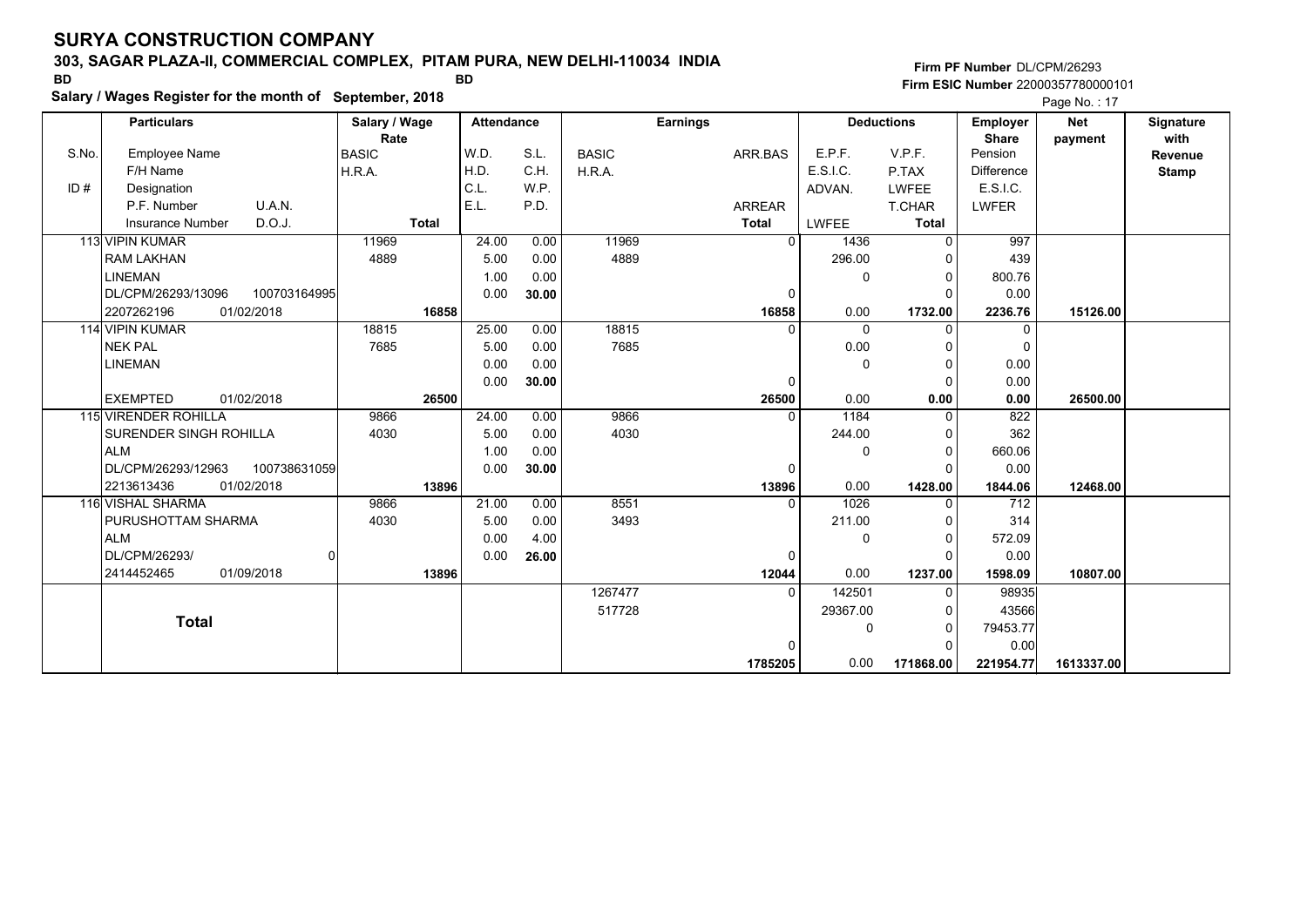# SURYA CONSTRUCTION COMPANY

**303, SAGAR PLAZA-II, COMMERCIAL COMPLEX, PITAM PURA, NEW DELHI-110034 INDIA**

BD BD

**Salary / Wages Register for the month of September, 2018**

**Firm PF Number** DL/CPM/26293
**Firm ESIC Number** 22000357780000101

Page No. : 17

| S.No. / ID # | Particulars: Employee Name / F/H Name / Designation / P.F. Number, U.A.N. / Insurance Number, D.O.J. | Salary / Wage Rate: BASIC / H.R.A. / Total | Attendance: W.D. / H.D. / C.L. / E.L. | Attendance: S.L. / C.H. / W.P. / P.D. | Earnings: BASIC / H.R.A. | Earnings: ARR.BAS / ARREAR / Total | Deductions: E.P.F. / E.S.I.C. / ADVAN. / LWFEE | Deductions: V.P.F. / P.TAX / LWFEE / T.CHAR / Total | Employer Share: Pension / Difference / E.S.I.C. / LWFER | Net payment | Signature with Revenue Stamp |
|---|---|---|---|---|---|---|---|---|---|---|---|
| 113 | VIPIN KUMAR<br>RAM LAKHAN<br>LINEMAN<br>DL/CPM/26293/13096 100703164995<br>2207262196 01/02/2018 | 11969<br>4889<br>16858 | 24.00<br>5.00<br>1.00<br>0.00 | 0.00<br>0.00<br>0.00<br>30.00 | 11969<br>4889 | 0<br>0<br>16858 | 1436<br>296.00<br>0<br>0.00 | 0<br>0<br>0<br>0<br>1732.00 | 997<br>439<br>800.76<br>0.00<br>2236.76 | 15126.00 | |
| 114 | VIPIN KUMAR<br>NEK PAL<br>LINEMAN<br><br>EXEMPTED 01/02/2018 | 18815<br>7685<br>26500 | 25.00<br>5.00<br>0.00<br>0.00 | 0.00<br>0.00<br>0.00<br>30.00 | 18815<br>7685 | 0<br>0<br>26500 | 0<br>0.00<br>0<br>0.00 | 0<br>0<br>0<br>0<br>0.00 | 0<br>0<br>0.00<br>0.00<br>0.00 | 26500.00 | |
| 115 | VIRENDER ROHILLA<br>SURENDER SINGH ROHILLA<br>ALM<br>DL/CPM/26293/12963 100738631059<br>2213613436 01/02/2018 | 9866<br>4030<br>13896 | 24.00<br>5.00<br>1.00<br>0.00 | 0.00<br>0.00<br>0.00<br>30.00 | 9866<br>4030 | 0<br>0<br>13896 | 1184<br>244.00<br>0<br>0.00 | 0<br>0<br>0<br>0<br>1428.00 | 822<br>362<br>660.06<br>0.00<br>1844.06 | 12468.00 | |
| 116 | VISHAL SHARMA<br>PURUSHOTTAM SHARMA<br>ALM<br>DL/CPM/26293/ 0<br>2414452465 01/09/2018 | 9866<br>4030<br>13896 | 21.00<br>5.00<br>0.00<br>0.00 | 0.00<br>0.00<br>4.00<br>26.00 | 8551<br>3493 | 0<br>0<br>12044 | 1026<br>211.00<br>0<br>0.00 | 0<br>0<br>0<br>0<br>1237.00 | 712<br>314<br>572.09<br>0.00<br>1598.09 | 10807.00 | |
| | **Total** | | | | 1267477<br>517728 | 0<br>0<br>**1785205** | 142501<br>29367.00<br>0<br>0.00 | 0<br>0<br>0<br>0<br>**171868.00** | 98935<br>43566<br>79453.77<br>0.00<br>**221954.77** | **1613337.00** | |